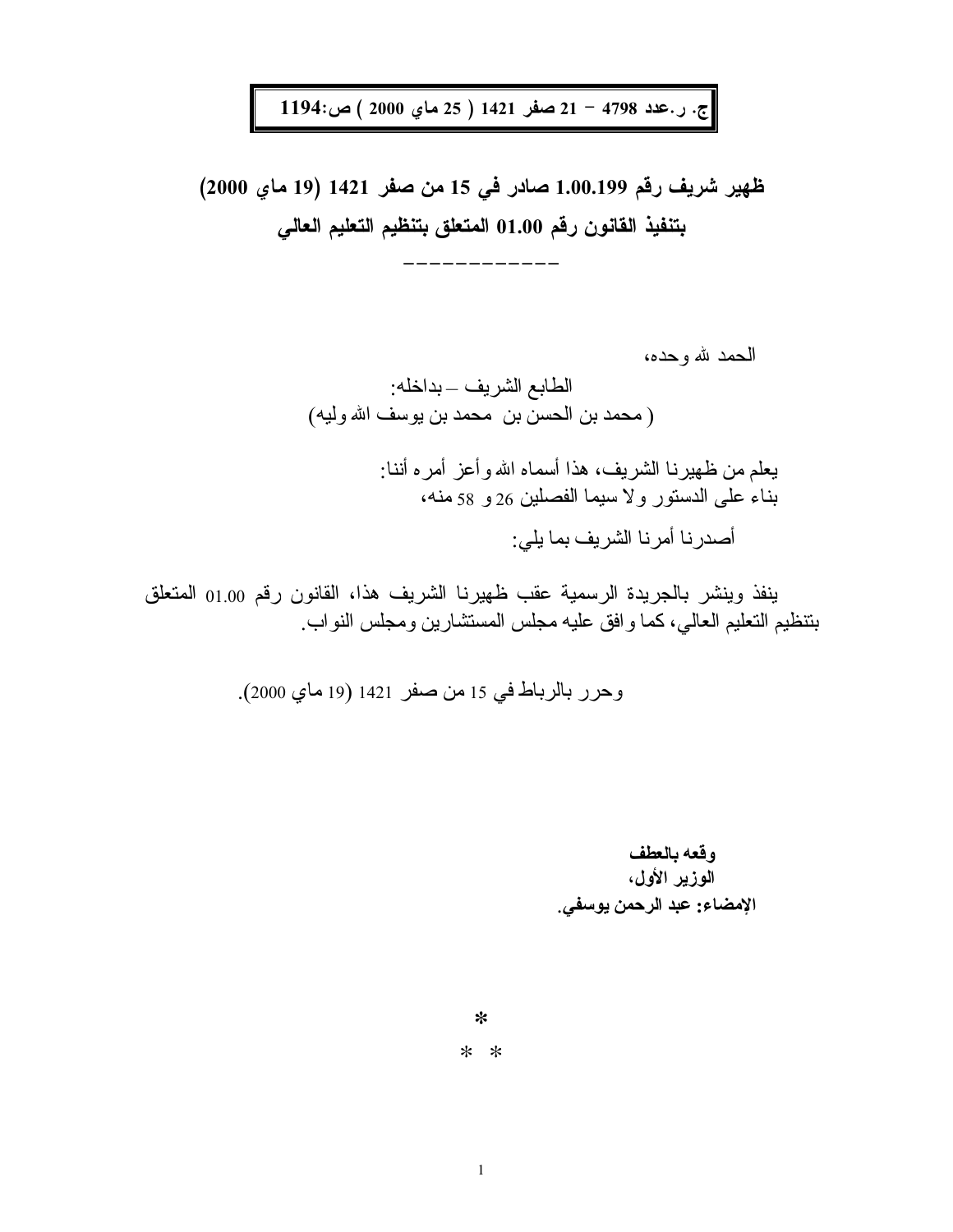**ج. ر.عدد 4798 – 21 صفر 1421 ( 25 ماي 2000 ) ص:1194**

## ظهير شريف رقم 1.00.199 صادر في 15 من صفر 1421 (19 ماي 2000) بتنفيذ القانون رقم 01.00 المتعلق بتنظيم التعليم العالي

\_\_\_\_\_\_\_\_\_\_\_\_

الحمد لله وحده،

الطابع الشريف – بداخله:
( محمد بن الحسن بن محمد بن يوسف الله وليه)

يعلم من ظهيرنا الشريف، هذا أسماه الله وأعز أمره أننا:
بناء على الدستور ولا سيما الفصلين 26 و 58 منه،

أصدرنا أمرنا الشريف بما يلي:

ينفذ وينشر بالجريدة الرسمية عقب ظهيرنا الشريف هذا، القانون رقم 01.00 المتعلق بتنظيم التعليم العالي، كما وافق عليه مجلس المستشارين ومجلس النواب.

وحرر بالرباط في 15 من صفر 1421 (19 ماي 2000).

**وقعه بالعطف**
**الوزير الأول،**
**الإمضاء: عبد الرحمن يوسفي.**

*
* *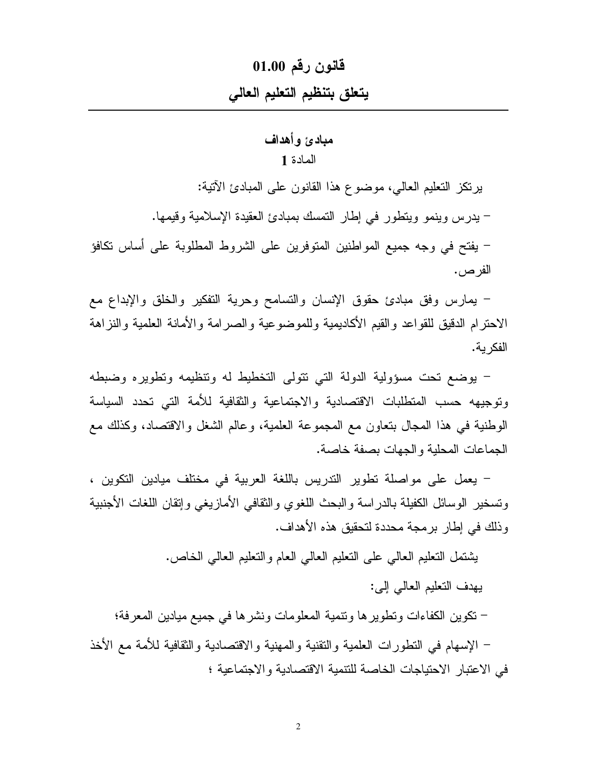# قانون رقم 01.00

# يتعلق بتنظيم التعليم العالي

## مبادئ وأهداف

### المادة 1

يرتكز التعليم العالي، موضوع هذا القانون على المبادئ الآتية:

– يدرس وينمو ويتطور في إطار التمسك بمبادئ العقيدة الإسلامية وقيمها.

– يفتح في وجه جميع المواطنين المتوفرين على الشروط المطلوبة على أساس تكافؤ الفرص.

– يمارس وفق مبادئ حقوق الإنسان والتسامح وحرية التفكير والخلق والإبداع مع الاحترام الدقيق للقواعد والقيم الأكاديمية وللموضوعية والصرامة والأمانة العلمية والنزاهة الفكرية.

– يوضع تحت مسؤولية الدولة التي تتولى التخطيط له وتنظيمه وتطويره وضبطه وتوجيهه حسب المتطلبات الاقتصادية والاجتماعية والثقافية للأمة التي تحدد السياسة الوطنية في هذا المجال بتعاون مع المجموعة العلمية، وعالم الشغل والاقتصاد، وكذلك مع الجماعات المحلية والجهات بصفة خاصة.

– يعمل على مواصلة تطوير التدريس باللغة العربية في مختلف ميادين التكوين ، وتسخير الوسائل الكفيلة بالدراسة والبحث اللغوي والثقافي الأمازيغي وإتقان اللغات الأجنبية وذلك في إطار برمجة محددة لتحقيق هذه الأهداف.

يشتمل التعليم العالي على التعليم العالي العام والتعليم العالي الخاص.

يهدف التعليم العالي إلى:

– تكوين الكفاءات وتطويرها وتنمية المعلومات ونشرها في جميع ميادين المعرفة؛

– الإسهام في التطورات العلمية والتقنية والمهنية والاقتصادية والثقافية للأمة مع الأخذ في الاعتبار الاحتياجات الخاصة للتنمية الاقتصادية والاجتماعية ؛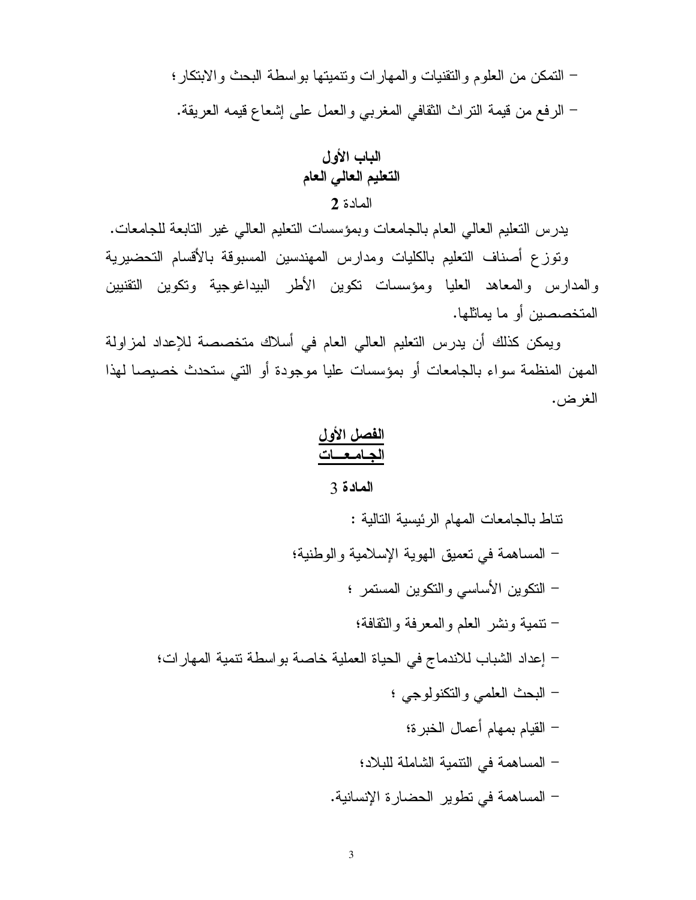- التمكن من العلوم والتقنيات والمهارات وتنميتها بواسطة البحث والابتكار؛
- الرفع من قيمة التراث الثقافي المغربي والعمل على إشعاع قيمه العريقة.

## الباب الأول
## التعليم العالي العام

المادة **2**

يدرس التعليم العالي العام بالجامعات وبمؤسسات التعليم العالي غير التابعة للجامعات.

وتوزع أصناف التعليم بالكليات ومدارس المهندسين المسبوقة بالأقسام التحضيرية والمدارس والمعاهد العليا ومؤسسات تكوين الأطر البيداغوجية وتكوين التقنيين المتخصصين أو ما يماثلها.

ويمكن كذلك أن يدرس التعليم العالي العام في أسلاك متخصصة للإعداد لمزاولة المهن المنظمة سواء بالجامعات أو بمؤسسات عليا موجودة أو التي ستحدث خصيصا لهذا الغرض.

### الفصل الأول
### الجـامعــات

**المادة** 3

تناط بالجامعات المهام الرئيسية التالية :

- المساهمة في تعميق الهوية الإسلامية والوطنية؛
- التكوين الأساسي والتكوين المستمر ؛
- تنمية ونشر العلم والمعرفة والثقافة؛
- إعداد الشباب للاندماج في الحياة العملية خاصة بواسطة تنمية المهارات؛
- البحث العلمي والتكنولوجي ؛
- القيام بمهام أعمال الخبرة؛
- المساهمة في التنمية الشاملة للبلاد؛
- المساهمة في تطوير الحضارة الإنسانية.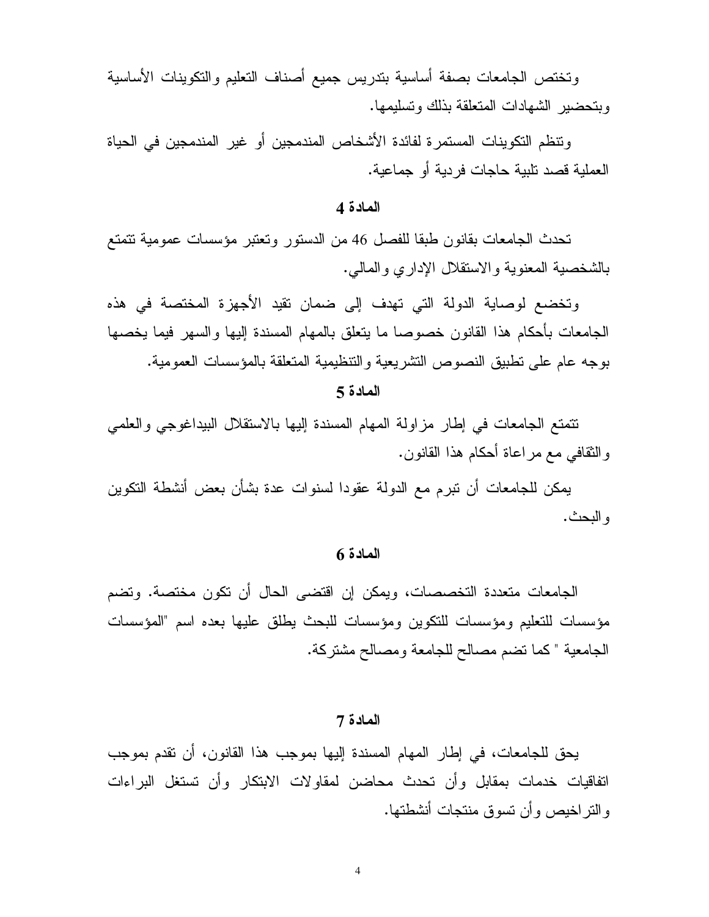وتختص الجامعات بصفة أساسية بتدريس جميع أصناف التعليم والتكوينات الأساسية وبتحضير الشهادات المتعلقة بذلك وتسليمها.

وتنظم التكوينات المستمرة لفائدة الأشخاص المندمجين أو غير المندمجين في الحياة العملية قصد تلبية حاجات فردية أو جماعية.

### المادة 4

تحدث الجامعات بقانون طبقا للفصل 46 من الدستور وتعتبر مؤسسات عمومية تتمتع بالشخصية المعنوية والاستقلال الإداري والمالي.

وتخضع لوصاية الدولة التي تهدف إلى ضمان تقيد الأجهزة المختصة في هذه الجامعات بأحكام هذا القانون خصوصا ما يتعلق بالمهام المسندة إليها والسهر فيما يخصها بوجه عام على تطبيق النصوص التشريعية والتنظيمية المتعلقة بالمؤسسات العمومية.

### المادة 5

تتمتع الجامعات في إطار مزاولة المهام المسندة إليها بالاستقلال البيداغوجي والعلمي والثقافي مع مراعاة أحكام هذا القانون.

يمكن للجامعات أن تبرم مع الدولة عقودا لسنوات عدة بشأن بعض أنشطة التكوين والبحث.

### المادة 6

الجامعات متعددة التخصصات، ويمكن إن اقتضى الحال أن تكون مختصة. وتضم مؤسسات للتعليم ومؤسسات للتكوين ومؤسسات للبحث يطلق عليها بعده اسم "المؤسسات الجامعية " كما تضم مصالح للجامعة ومصالح مشتركة.

### المادة 7

يحق للجامعات، في إطار المهام المسندة إليها بموجب هذا القانون، أن تقدم بموجب اتفاقيات خدمات بمقابل وأن تحدث محاضن لمقاولات الابتكار وأن تستغل البراءات والتراخيص وأن تسوق منتجات أنشطتها.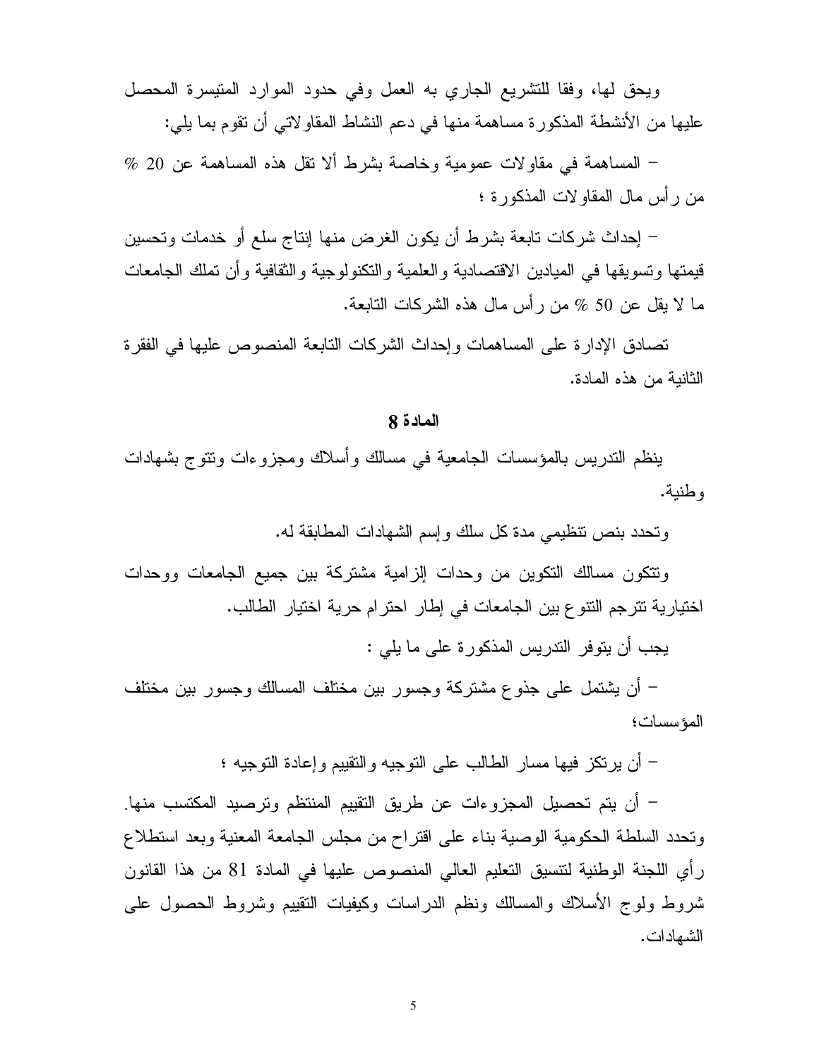ويحق لها، وفقا للتشريع الجاري به العمل وفي حدود الموارد المتيسرة المحصل عليها من الأنشطة المذكورة مساهمة منها في دعم النشاط المقاولاتي أن تقوم بما يلي:

– المساهمة في مقاولات عمومية وخاصة بشرط ألا تقل هذه المساهمة عن 20 % من رأس مال المقاولات المذكورة ؛

– إحداث شركات تابعة بشرط أن يكون الغرض منها إنتاج سلع أو خدمات وتحسين قيمتها وتسويقها في الميادين الاقتصادية والعلمية والتكنولوجية والثقافية وأن تملك الجامعات ما لا يقل عن 50 % من رأس مال هذه الشركات التابعة.

تصادق الإدارة على المساهمات وإحداث الشركات التابعة المنصوص عليها في الفقرة الثانية من هذه المادة.

## المادة 8

ينظم التدريس بالمؤسسات الجامعية في مسالك وأسلاك ومجزوءات وتتوج بشهادات وطنية.

وتحدد بنص تنظيمي مدة كل سلك وإسم الشهادات المطابقة له.

وتتكون مسالك التكوين من وحدات إلزامية مشتركة بين جميع الجامعات ووحدات اختيارية تترجم التنوع بين الجامعات في إطار احترام حرية اختيار الطالب.

يجب أن يتوفر التدريس المذكورة على ما يلي :

– أن يشتمل على جذوع مشتركة وجسور بين مختلف المسالك وجسور بين مختلف المؤسسات؛

– أن يرتكز فيها مسار الطالب على التوجيه والتقييم وإعادة التوجيه ؛

– أن يتم تحصيل المجزوءات عن طريق التقييم المنتظم وترصيد المكتسب منها.

وتحدد السلطة الحكومية الوصية بناء على اقتراح من مجلس الجامعة المعنية وبعد استطلاع رأي اللجنة الوطنية لتنسيق التعليم العالي المنصوص عليها في المادة 81 من هذا القانون شروط ولوج الأسلاك والمسالك ونظم الدراسات وكيفيات التقييم وشروط الحصول على الشهادات.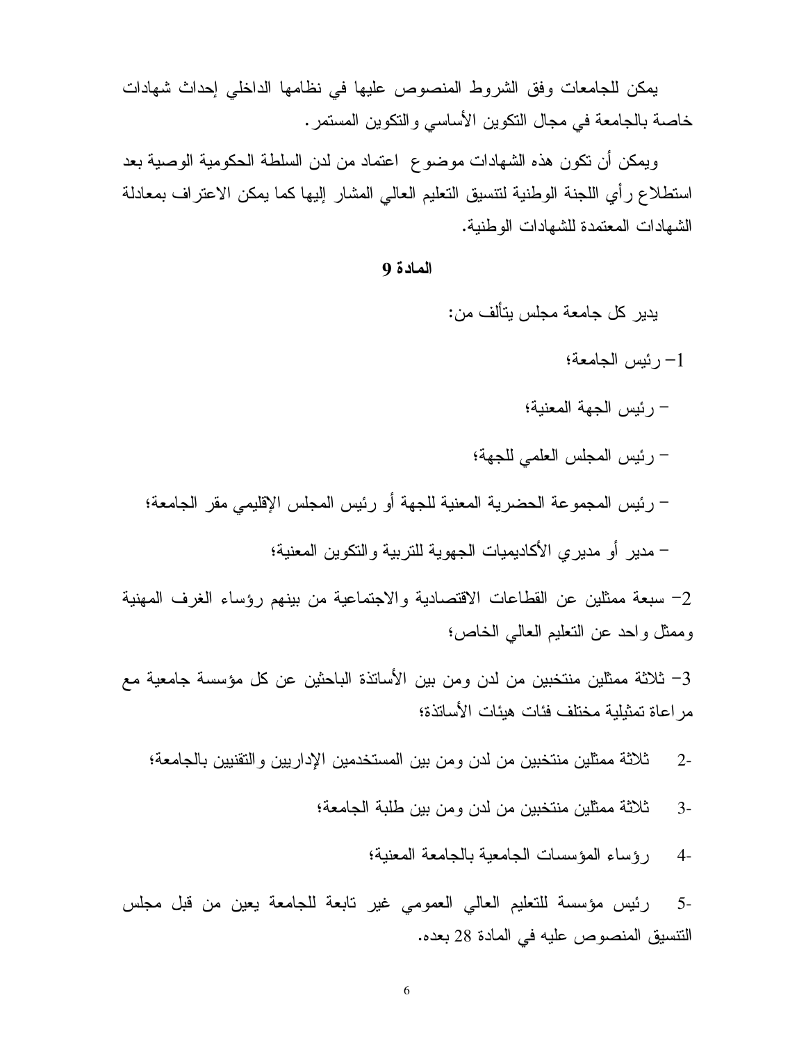يمكن للجامعات وفق الشروط المنصوص عليها في نظامها الداخلي إحداث شهادات خاصة بالجامعة في مجال التكوين الأساسي والتكوين المستمر.

ويمكن أن تكون هذه الشهادات موضوع اعتماد من لدن السلطة الحكومية الوصية بعد استطلاع رأي اللجنة الوطنية لتنسيق التعليم العالي المشار إليها كما يمكن الاعتراف بمعادلة الشهادات المعتمدة للشهادات الوطنية.

### المادة 9

يدير كل جامعة مجلس يتألف من:

1- رئيس الجامعة؛

- رئيس الجهة المعنية؛
- رئيس المجلس العلمي للجهة؛
- رئيس المجموعة الحضرية المعنية للجهة أو رئيس المجلس الإقليمي مقر الجامعة؛
- مدير أو مديري الأكاديميات الجهوية للتربية والتكوين المعنية؛

2- سبعة ممثلين عن القطاعات الاقتصادية والاجتماعية من بينهم رؤساء الغرف المهنية وممثل واحد عن التعليم العالي الخاص؛

3- ثلاثة ممثلين منتخبين من لدن ومن بين الأساتذة الباحثين عن كل مؤسسة جامعية مع مراعاة تمثيلية مختلف فئات هيئات الأساتذة؛

2- ثلاثة ممثلين منتخبين من لدن ومن بين المستخدمين الإداريين والتقنيين بالجامعة؛

3- ثلاثة ممثلين منتخبين من لدن ومن بين طلبة الجامعة؛

4- رؤساء المؤسسات الجامعية بالجامعة المعنية؛

5- رئيس مؤسسة للتعليم العالي العمومي غير تابعة للجامعة يعين من قبل مجلس التنسيق المنصوص عليه في المادة 28 بعده.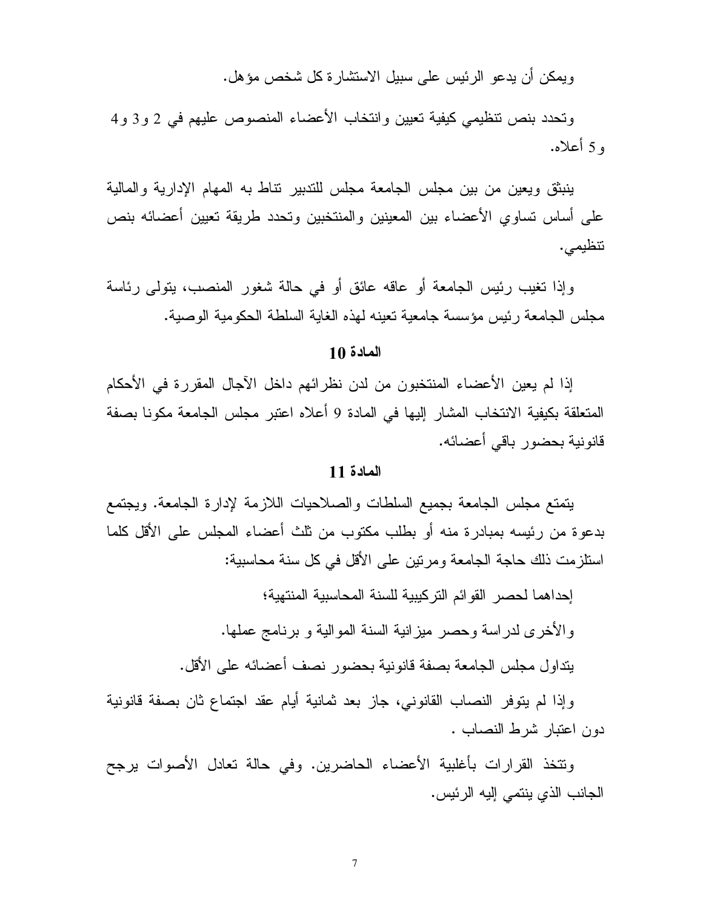ويمكن أن يدعو الرئيس على سبيل الاستشارة كل شخص مؤهل.

وتحدد بنص تنظيمي كيفية تعيين وانتخاب الأعضاء المنصوص عليهم في 2 و3 و4 و5 أعلاه.

ينبثق ويعين من بين مجلس الجامعة مجلس للتدبير تناط به المهام الإدارية والمالية على أساس تساوي الأعضاء بين المعينين والمنتخبين وتحدد طريقة تعيين أعضائه بنص تنظيمي.

وإذا تغيب رئيس الجامعة أو عاقه عائق أو في حالة شغور المنصب، يتولى رئاسة مجلس الجامعة رئيس مؤسسة جامعية تعينه لهذه الغاية السلطة الحكومية الوصية.

### المادة 10

إذا لم يعين الأعضاء المنتخبون من لدن نظرائهم داخل الآجال المقررة في الأحكام المتعلقة بكيفية الانتخاب المشار إليها في المادة 9 أعلاه اعتبر مجلس الجامعة مكونا بصفة قانونية بحضور باقي أعضائه.

### المادة 11

يتمتع مجلس الجامعة بجميع السلطات والصلاحيات اللازمة لإدارة الجامعة. ويجتمع بدعوة من رئيسه بمبادرة منه أو بطلب مكتوب من ثلث أعضاء المجلس على الأقل كلما استلزمت ذلك حاجة الجامعة ومرتين على الأقل في كل سنة محاسبية:

إحداهما لحصر القوائم التركيبية للسنة المحاسبية المنتهية؛

والأخرى لدراسة وحصر ميزانية السنة الموالية و برنامج عملها.

يتداول مجلس الجامعة بصفة قانونية بحضور نصف أعضائه على الأقل.

وإذا لم يتوفر النصاب القانوني، جاز بعد ثمانية أيام عقد اجتماع ثان بصفة قانونية دون اعتبار شرط النصاب .

وتتخذ القرارات بأغلبية الأعضاء الحاضرين. وفي حالة تعادل الأصوات يرجح الجانب الذي ينتمي إليه الرئيس.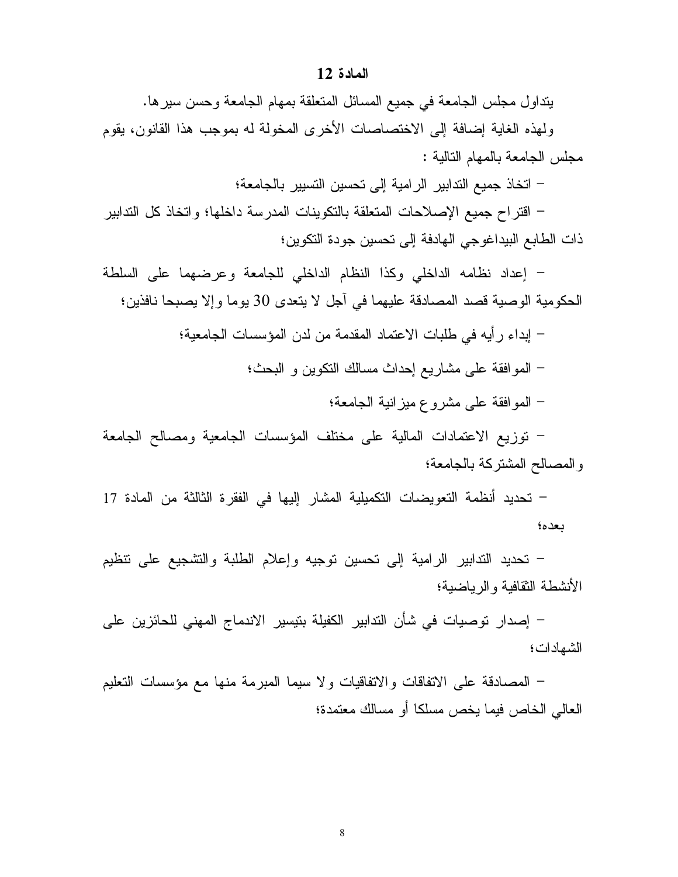## المادة 12

يتداول مجلس الجامعة في جميع المسائل المتعلقة بمهام الجامعة وحسن سيرها.

ولهذه الغاية إضافة إلى الاختصاصات الأخرى المخولة له بموجب هذا القانون، يقوم مجلس الجامعة بالمهام التالية :

- اتخاذ جميع التدابير الرامية إلى تحسين التسيير بالجامعة؛
- اقتراح جميع الإصلاحات المتعلقة بالتكوينات المدرسة داخلها؛ واتخاذ كل التدابير ذات الطابع البيداغوجي الهادفة إلى تحسين جودة التكوين؛
- إعداد نظامه الداخلي وكذا النظام الداخلي للجامعة وعرضهما على السلطة الحكومية الوصية قصد المصادقة عليهما في آجل لا يتعدى 30 يوما وإلا يصبحا نافذين؛
- إبداء رأيه في طلبات الاعتماد المقدمة من لدن المؤسسات الجامعية؛
- الموافقة على مشاريع إحداث مسالك التكوين و البحث؛
- الموافقة على مشروع ميزانية الجامعة؛
- توزيع الاعتمادات المالية على مختلف المؤسسات الجامعية ومصالح الجامعة والمصالح المشتركة بالجامعة؛
- تحديد أنظمة التعويضات التكميلية المشار إليها في الفقرة الثالثة من المادة 17 بعده؛
- تحديد التدابير الرامية إلى تحسين توجيه وإعلام الطلبة والتشجيع على تنظيم الأنشطة الثقافية والرياضية؛
- إصدار توصيات في شأن التدابير الكفيلة بتيسير الاندماج المهني للحائزين على الشهادات؛
- المصادقة على الاتفاقات والاتفاقيات ولا سيما المبرمة منها مع مؤسسات التعليم العالي الخاص فيما يخص مسلكا أو مسالك معتمدة؛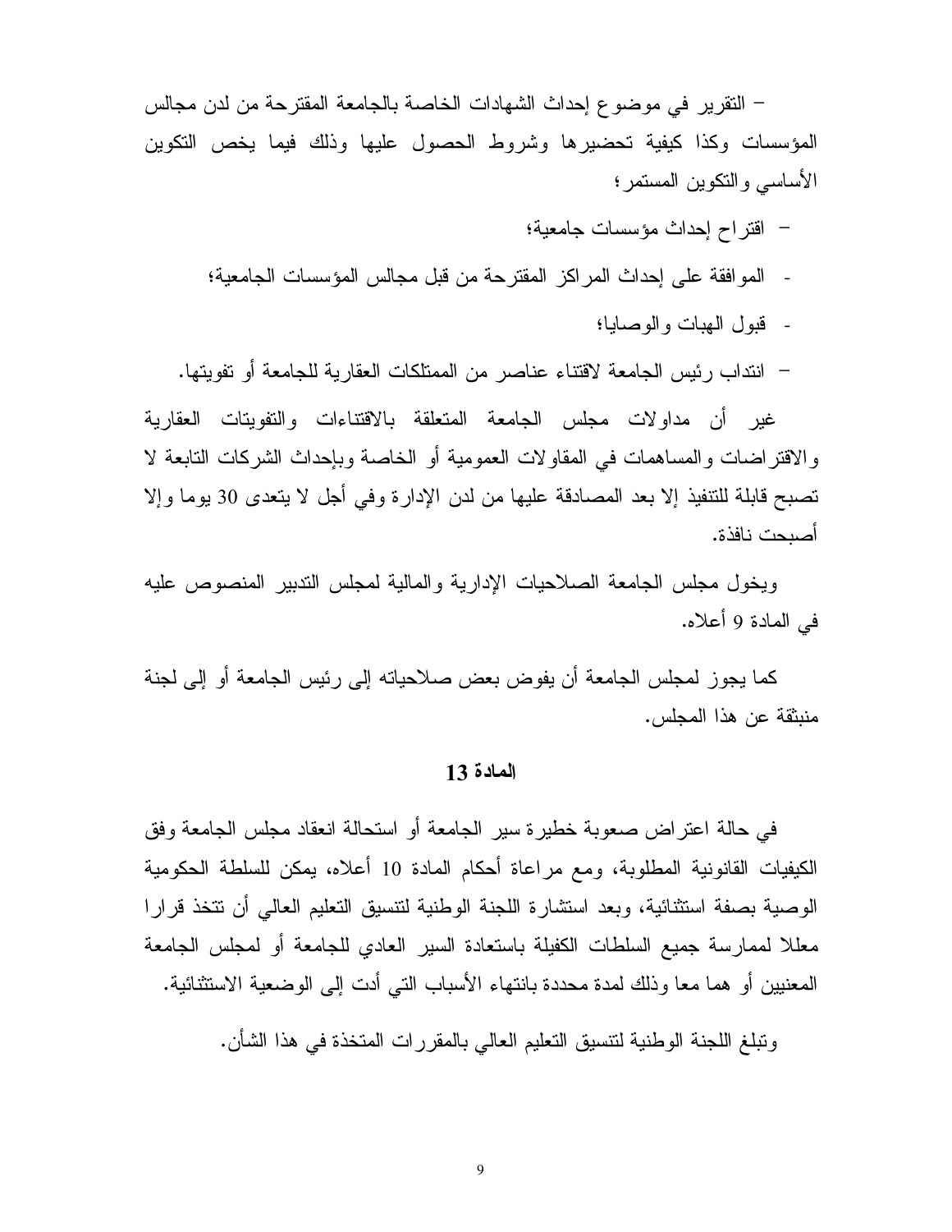- التقرير في موضوع إحداث الشهادات الخاصة بالجامعة المقترحة من لدن مجالس المؤسسات وكذا كيفية تحضيرها وشروط الحصول عليها وذلك فيما يخص التكوين الأساسي والتكوين المستمر؛

- اقتراح إحداث مؤسسات جامعية؛
- الموافقة على إحداث المراكز المقترحة من قبل مجالس المؤسسات الجامعية؛
- قبول الهبات والوصايا؛
- انتداب رئيس الجامعة لاقتناء عناصر من الممتلكات العقارية للجامعة أو تفويتها.

غير أن مداولات مجلس الجامعة المتعلقة بالاقتناءات والتفويتات العقارية والاقتراضات والمساهمات في المقاولات العمومية أو الخاصة وبإحداث الشركات التابعة لا تصبح قابلة للتنفيذ إلا بعد المصادقة عليها من لدن الإدارة وفي أجل لا يتعدى 30 يوما وإلا أصبحت نافذة.

ويخول مجلس الجامعة الصلاحيات الإدارية والمالية لمجلس التدبير المنصوص عليه في المادة 9 أعلاه.

كما يجوز لمجلس الجامعة أن يفوض بعض صلاحياته إلى رئيس الجامعة أو إلى لجنة منبثقة عن هذا المجلس.

### المادة 13

في حالة اعتراض صعوبة خطيرة سير الجامعة أو استحالة انعقاد مجلس الجامعة وفق الكيفيات القانونية المطلوبة، ومع مراعاة أحكام المادة 10 أعلاه، يمكن للسلطة الحكومية الوصية بصفة استثنائية، وبعد استشارة اللجنة الوطنية لتنسيق التعليم العالي أن تتخذ قرارا معللا لممارسة جميع السلطات الكفيلة باستعادة السير العادي للجامعة أو لمجلس الجامعة المعنيين أو هما معا وذلك لمدة محددة بانتهاء الأسباب التي أدت إلى الوضعية الاستثنائية.

وتبلغ اللجنة الوطنية لتنسيق التعليم العالي بالمقررات المتخذة في هذا الشأن.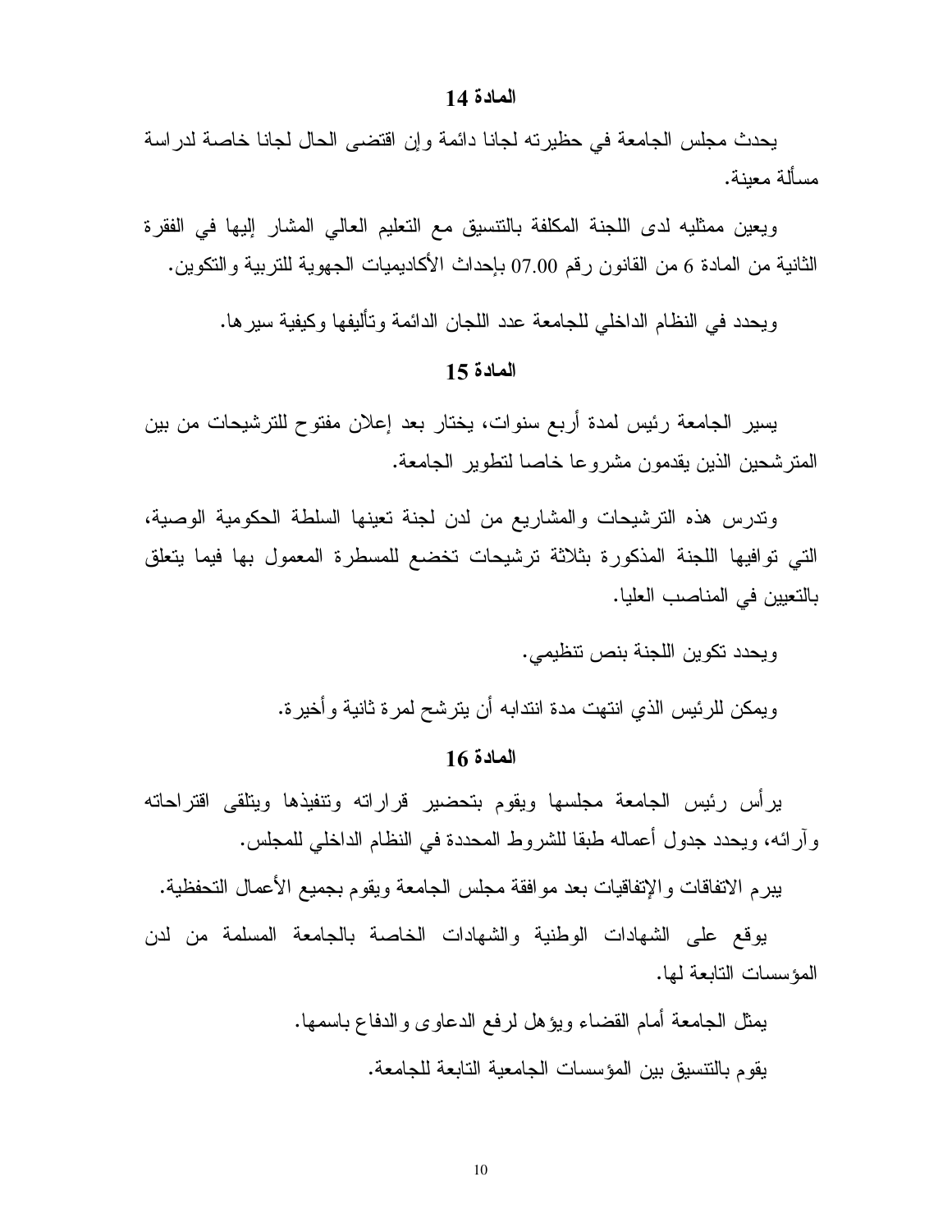### المادة 14

يحدث مجلس الجامعة في حظيرته لجانا دائمة وإن اقتضى الحال لجانا خاصة لدراسة مسألة معينة.

ويعين ممثليه لدى اللجنة المكلفة بالتنسيق مع التعليم العالي المشار إليها في الفقرة الثانية من المادة 6 من القانون رقم 07.00 بإحداث الأكاديميات الجهوية للتربية والتكوين.

ويحدد في النظام الداخلي للجامعة عدد اللجان الدائمة وتأليفها وكيفية سيرها.

### المادة 15

يسير الجامعة رئيس لمدة أربع سنوات، يختار بعد إعلان مفتوح للترشيحات من بين المترشحين الذين يقدمون مشروعا خاصا لتطوير الجامعة.

وتدرس هذه الترشيحات والمشاريع من لدن لجنة تعينها السلطة الحكومية الوصية، التي توافيها اللجنة المذكورة بثلاثة ترشيحات تخضع للمسطرة المعمول بها فيما يتعلق بالتعيين في المناصب العليا.

ويحدد تكوين اللجنة بنص تنظيمي.

ويمكن للرئيس الذي انتهت مدة انتدابه أن يترشح لمرة ثانية وأخيرة.

### المادة 16

يرأس رئيس الجامعة مجلسها ويقوم بتحضير قراراته وتنفيذها ويتلقى اقتراحاته وآرائه، ويحدد جدول أعماله طبقا للشروط المحددة في النظام الداخلي للمجلس.

يبرم الاتفاقات والإتفاقيات بعد موافقة مجلس الجامعة ويقوم بجميع الأعمال التحفظية.

يوقع على الشهادات الوطنية والشهادات الخاصة بالجامعة المسلمة من لدن المؤسسات التابعة لها.

يمثل الجامعة أمام القضاء ويؤهل لرفع الدعاوى والدفاع باسمها.

يقوم بالتنسيق بين المؤسسات الجامعية التابعة للجامعة.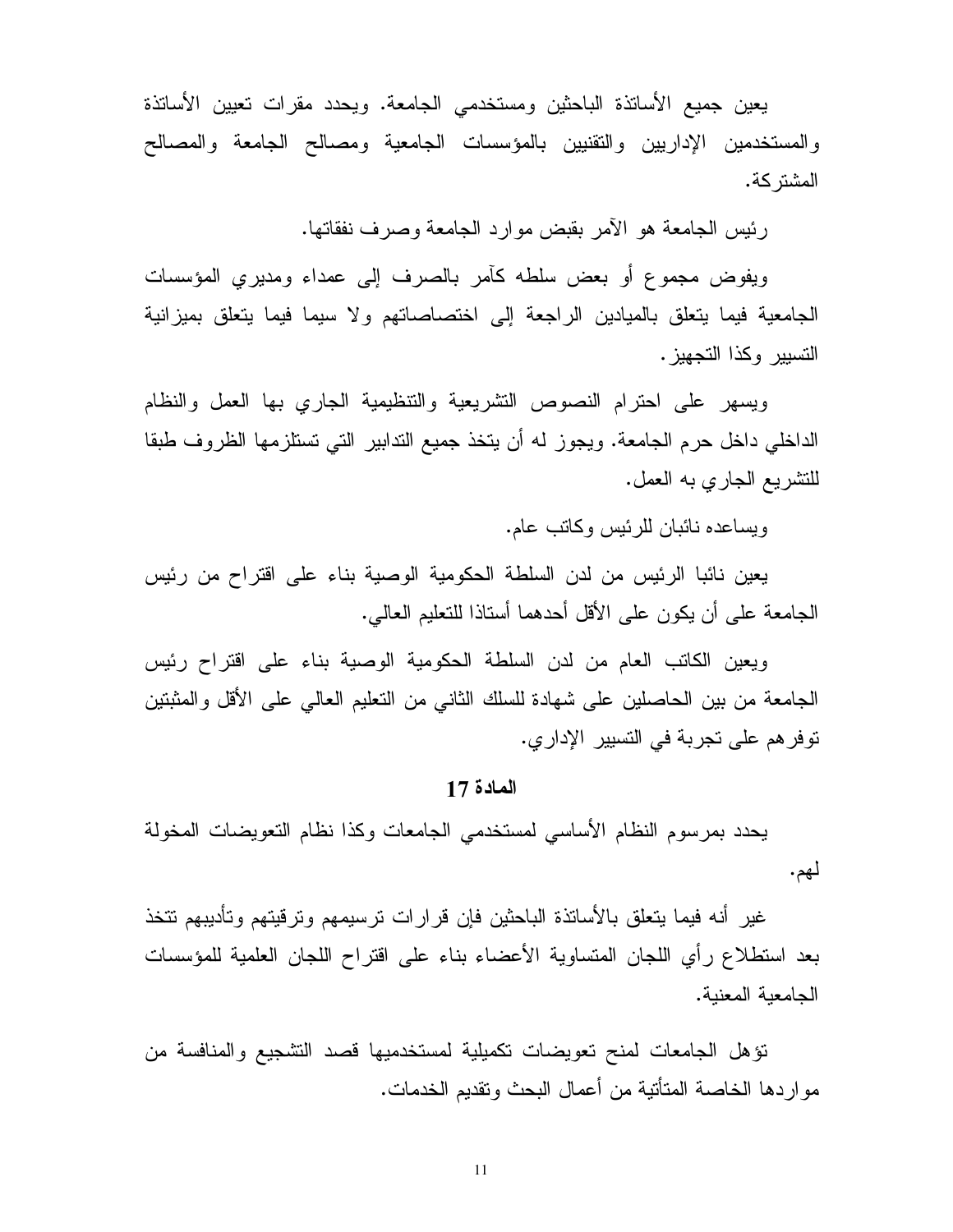يعين جميع الأساتذة الباحثين ومستخدمي الجامعة. ويحدد مقرات تعيين الأساتذة والمستخدمين الإداريين والتقنيين بالمؤسسات الجامعية ومصالح الجامعة والمصالح المشتركة.

رئيس الجامعة هو الآمر بقبض موارد الجامعة وصرف نفقاتها.

ويفوض مجموع أو بعض سلطه كآمر بالصرف إلى عمداء ومديري المؤسسات الجامعية فيما يتعلق بالميادين الراجعة إلى اختصاصاتهم ولا سيما فيما يتعلق بميزانية التسيير وكذا التجهيز.

ويسهر على احترام النصوص التشريعية والتنظيمية الجاري بها العمل والنظام الداخلي داخل حرم الجامعة. ويجوز له أن يتخذ جميع التدابير التي تستلزمها الظروف طبقا للتشريع الجاري به العمل.

ويساعده نائبان للرئيس وكاتب عام.

يعين نائبا الرئيس من لدن السلطة الحكومية الوصية بناء على اقتراح من رئيس الجامعة على أن يكون على الأقل أحدهما أستاذا للتعليم العالي.

ويعين الكاتب العام من لدن السلطة الحكومية الوصية بناء على اقتراح رئيس الجامعة من بين الحاصلين على شهادة للسلك الثاني من التعليم العالي على الأقل والمثبتين توفرهم على تجربة في التسيير الإداري.

### المادة 17

يحدد بمرسوم النظام الأساسي لمستخدمي الجامعات وكذا نظام التعويضات المخولة لهم.

غير أنه فيما يتعلق بالأساتذة الباحثين فإن قرارات ترسيمهم وترقيتهم وتأديبهم تتخذ بعد استطلاع رأي اللجان المتساوية الأعضاء بناء على اقتراح اللجان العلمية للمؤسسات الجامعية المعنية.

تؤهل الجامعات لمنح تعويضات تكميلية لمستخدميها قصد التشجيع والمنافسة من مواردها الخاصة المتأتية من أعمال البحث وتقديم الخدمات.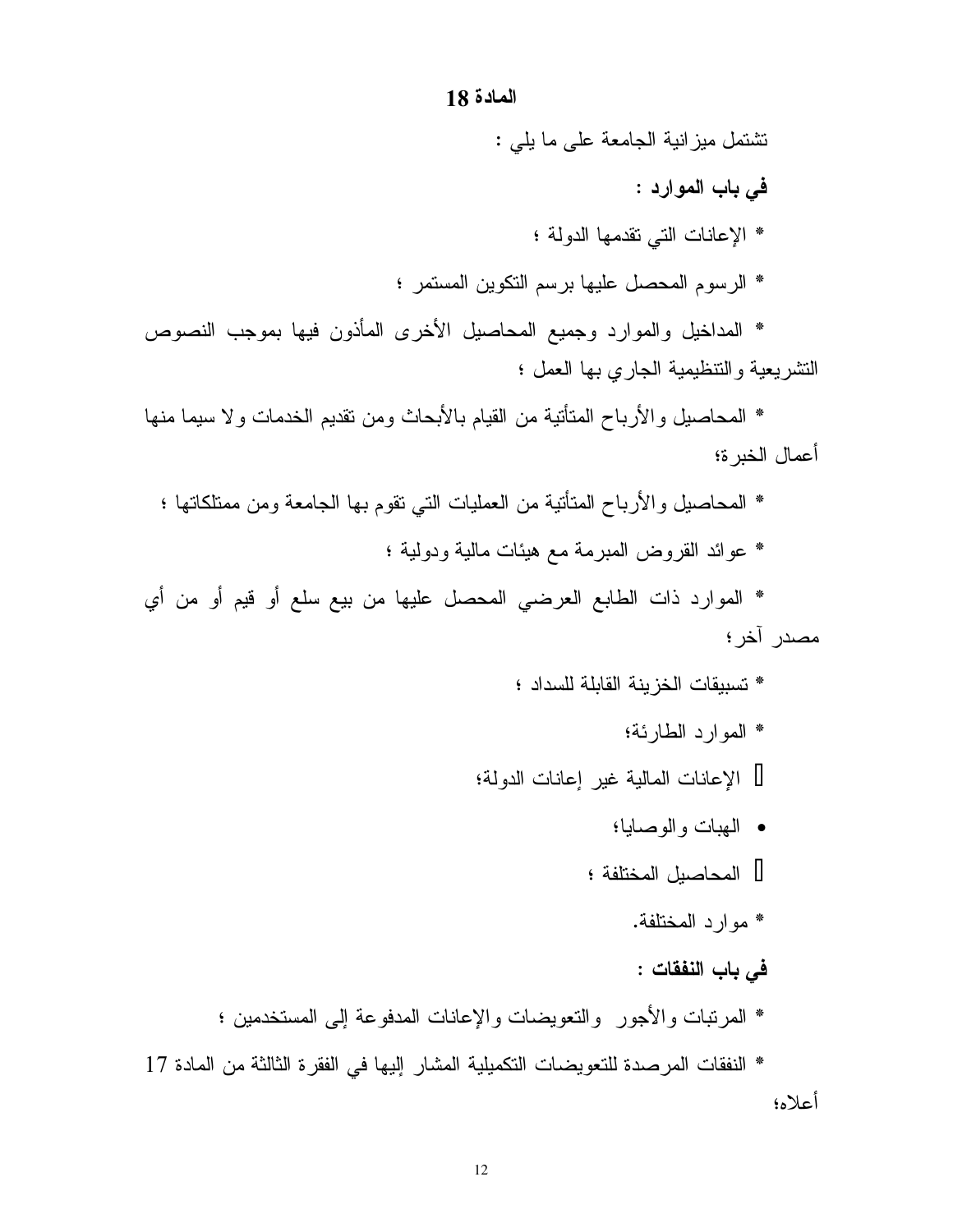## المادة 18

تشتمل ميزانية الجامعة على ما يلي :

**في باب الموارد :**

* الإعانات التي تقدمها الدولة ؛

* الرسوم المحصل عليها برسم التكوين المستمر ؛

* المداخيل والموارد وجميع المحاصيل الأخرى المأذون فيها بموجب النصوص التشريعية والتنظيمية الجاري بها العمل ؛

* المحاصيل والأرباح المتأتية من القيام بالأبحاث ومن تقديم الخدمات ولا سيما منها أعمال الخبرة؛

* المحاصيل والأرباح المتأتية من العمليات التي تقوم بها الجامعة ومن ممتلكاتها ؛

* عوائد القروض المبرمة مع هيئات مالية ودولية ؛

* الموارد ذات الطابع العرضي المحصل عليها من بيع سلع أو قيم أو من أي مصدر آخر؛

* تسبيقات الخزينة القابلة للسداد ؛

* الموارد الطارئة؛

- الإعانات المالية غير إعانات الدولة؛

- الهبات والوصايا؛

- المحاصيل المختلفة ؛

* موارد المختلفة.

**في باب النفقات :**

* المرتبات والأجور والتعويضات والإعانات المدفوعة إلى المستخدمين ؛

* النفقات المرصدة للتعويضات التكميلية المشار إليها في الفقرة الثالثة من المادة 17 أعلاه؛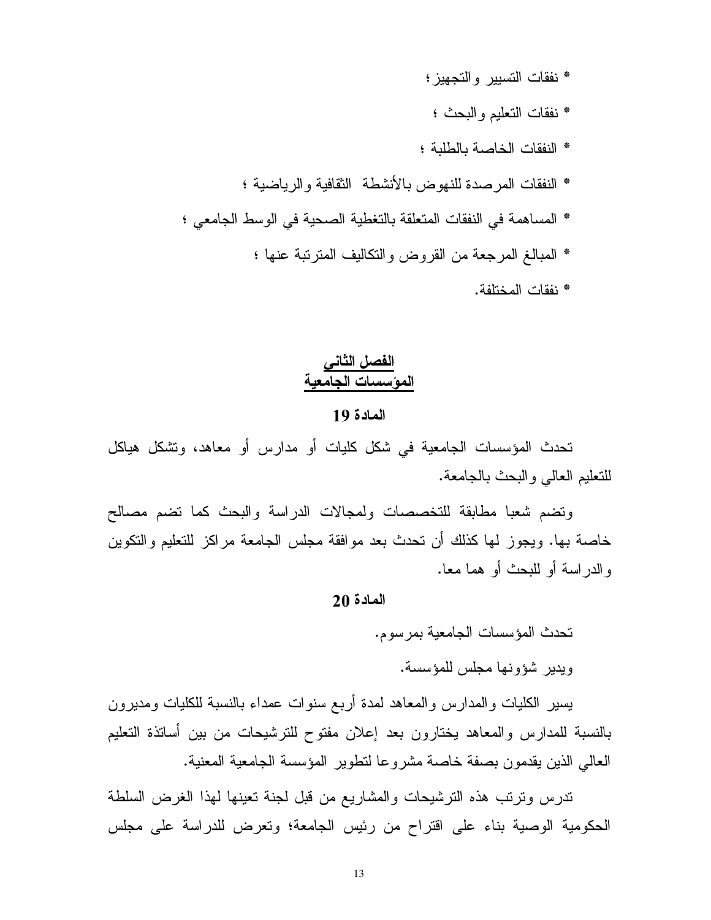* نفقات التسيير والتجهيز؛

* نفقات التعليم والبحث ؛

* النفقات الخاصة بالطلبة ؛

* النفقات المرصدة للنهوض بالأنشطة الثقافية والرياضية ؛

* المساهمة في النفقات المتعلقة بالتغطية الصحية في الوسط الجامعي ؛

* المبالغ المرجعة من القروض والتكاليف المترتبة عنها ؛

* نفقات المختلفة.

## الفصل الثاني
## المؤسسات الجامعية

### المادة 19

تحدث المؤسسات الجامعية في شكل كليات أو مدارس أو معاهد، وتشكل هياكل للتعليم العالي والبحث بالجامعة.

وتضم شعبا مطابقة للتخصصات ولمجالات الدراسة والبحث كما تضم مصالح خاصة بها. ويجوز لها كذلك أن تحدث بعد موافقة مجلس الجامعة مراكز للتعليم والتكوين والدراسة أو للبحث أو هما معا.

### المادة 20

تحدث المؤسسات الجامعية بمرسوم.

ويدير شؤونها مجلس للمؤسسة.

يسير الكليات والمدارس والمعاهد لمدة أربع سنوات عمداء بالنسبة للكليات ومديرون بالنسبة للمدارس والمعاهد يختارون بعد إعلان مفتوح للترشيحات من بين أساتذة التعليم العالي الذين يقدمون بصفة خاصة مشروعا لتطوير المؤسسة الجامعية المعنية.

تدرس وترتب هذه الترشيحات والمشاريع من قبل لجنة تعينها لهذا الغرض السلطة الحكومية الوصية بناء على اقتراح من رئيس الجامعة؛ وتعرض للدراسة على مجلس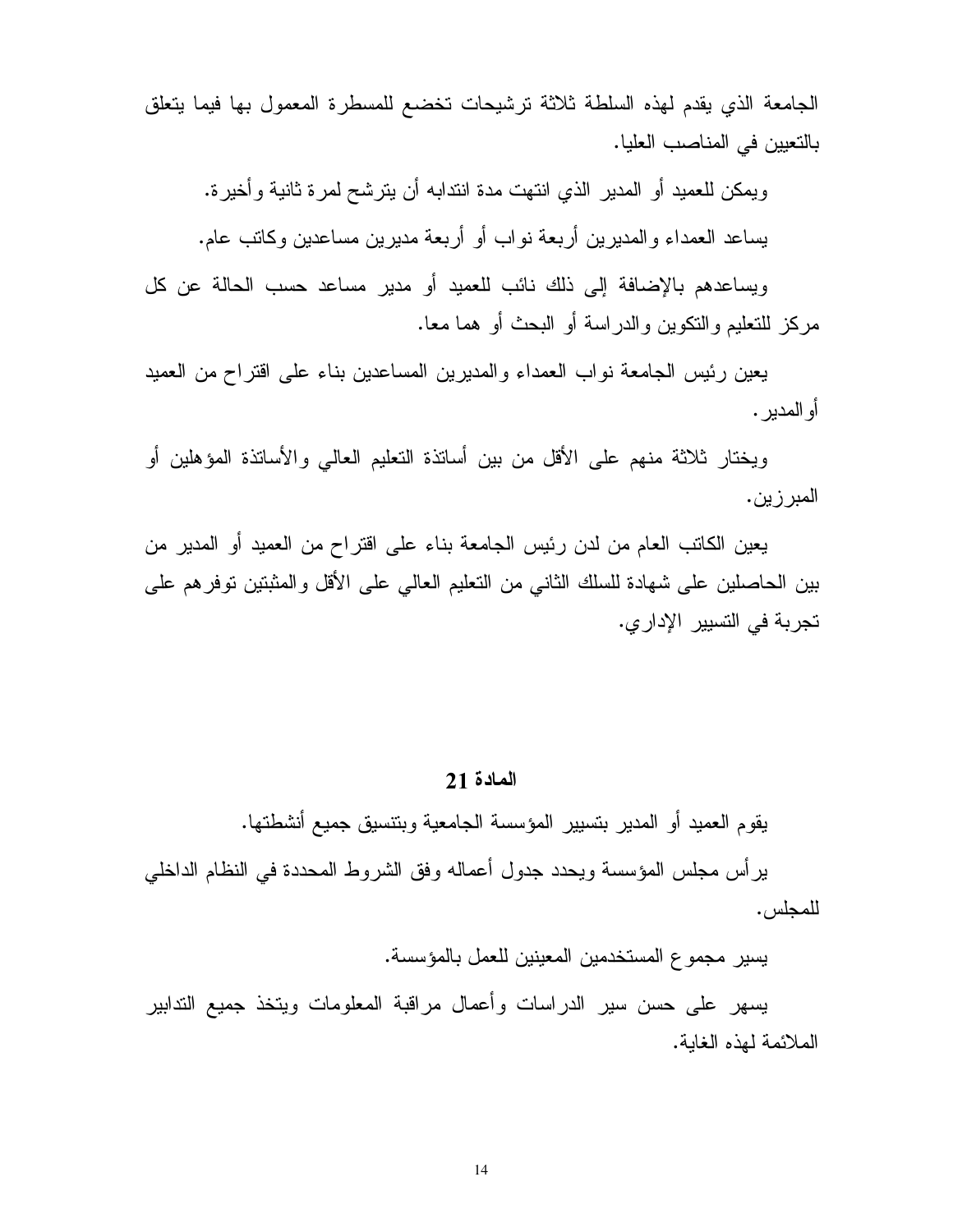الجامعة الذي يقدم لهذه السلطة ثلاثة ترشيحات تخضع للمسطرة المعمول بها فيما يتعلق بالتعيين في المناصب العليا.

ويمكن للعميد أو المدير الذي انتهت مدة انتدابه أن يترشح لمرة ثانية وأخيرة.

يساعد العمداء والمديرين أربعة نواب أو أربعة مديرين مساعدين وكاتب عام.

ويساعدهم بالإضافة إلى ذلك نائب للعميد أو مدير مساعد حسب الحالة عن كل مركز للتعليم والتكوين والدراسة أو البحث أو هما معا.

يعين رئيس الجامعة نواب العمداء والمديرين المساعدين بناء على اقتراح من العميد أو المدير.

ويختار ثلاثة منهم على الأقل من بين أساتذة التعليم العالي والأساتذة المؤهلين أو المبرزين.

يعين الكاتب العام من لدن رئيس الجامعة بناء على اقتراح من العميد أو المدير من بين الحاصلين على شهادة للسلك الثاني من التعليم العالي على الأقل والمثبتين توفرهم على تجربة في التسيير الإداري.

## المادة 21

يقوم العميد أو المدير بتسيير المؤسسة الجامعية وبتنسيق جميع أنشطتها.

يرأس مجلس المؤسسة ويحدد جدول أعماله وفق الشروط المحددة في النظام الداخلي للمجلس.

يسير مجموع المستخدمين المعينين للعمل بالمؤسسة.

يسهر على حسن سير الدراسات وأعمال مراقبة المعلومات ويتخذ جميع التدابير الملائمة لهذه الغاية.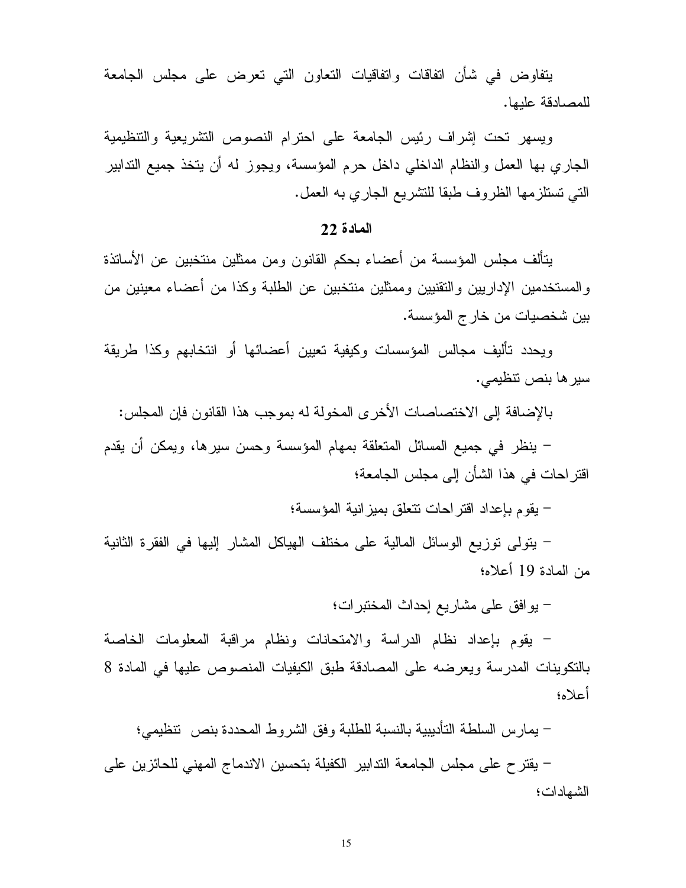يتفاوض في شأن اتفاقات واتفاقيات التعاون التي تعرض على مجلس الجامعة للمصادقة عليها.

ويسهر تحت إشراف رئيس الجامعة على احترام النصوص التشريعية والتنظيمية الجاري بها العمل والنظام الداخلي داخل حرم المؤسسة، ويجوز له أن يتخذ جميع التدابير التي تستلزمها الظروف طبقا للتشريع الجاري به العمل.

### المادة 22

يتألف مجلس المؤسسة من أعضاء بحكم القانون ومن ممثلين منتخبين عن الأساتذة والمستخدمين الإداريين والتقنيين وممثلين منتخبين عن الطلبة وكذا من أعضاء معينين من بين شخصيات من خارج المؤسسة.

ويحدد تأليف مجالس المؤسسات وكيفية تعيين أعضائها أو انتخابهم وكذا طريقة سيرها بنص تنظيمي.

بالإضافة إلى الاختصاصات الأخرى المخولة له بموجب هذا القانون فإن المجلس:

– ينظر في جميع المسائل المتعلقة بمهام المؤسسة وحسن سيرها، ويمكن أن يقدم اقتراحات في هذا الشأن إلى مجلس الجامعة؛

– يقوم بإعداد اقتراحات تتعلق بميزانية المؤسسة؛

– يتولى توزيع الوسائل المالية على مختلف الهياكل المشار إليها في الفقرة الثانية من المادة 19 أعلاه؛

– يوافق على مشاريع إحداث المختبرات؛

– يقوم بإعداد نظام الدراسة والامتحانات ونظام مراقبة المعلومات الخاصة بالتكوينات المدرسة ويعرضه على المصادقة طبق الكيفيات المنصوص عليها في المادة 8 أعلاه؛

– يمارس السلطة التأديبية بالنسبة للطلبة وفق الشروط المحددة بنص تنظيمي؛

– يقترح على مجلس الجامعة التدابير الكفيلة بتحسين الاندماج المهني للحائزين على الشهادات؛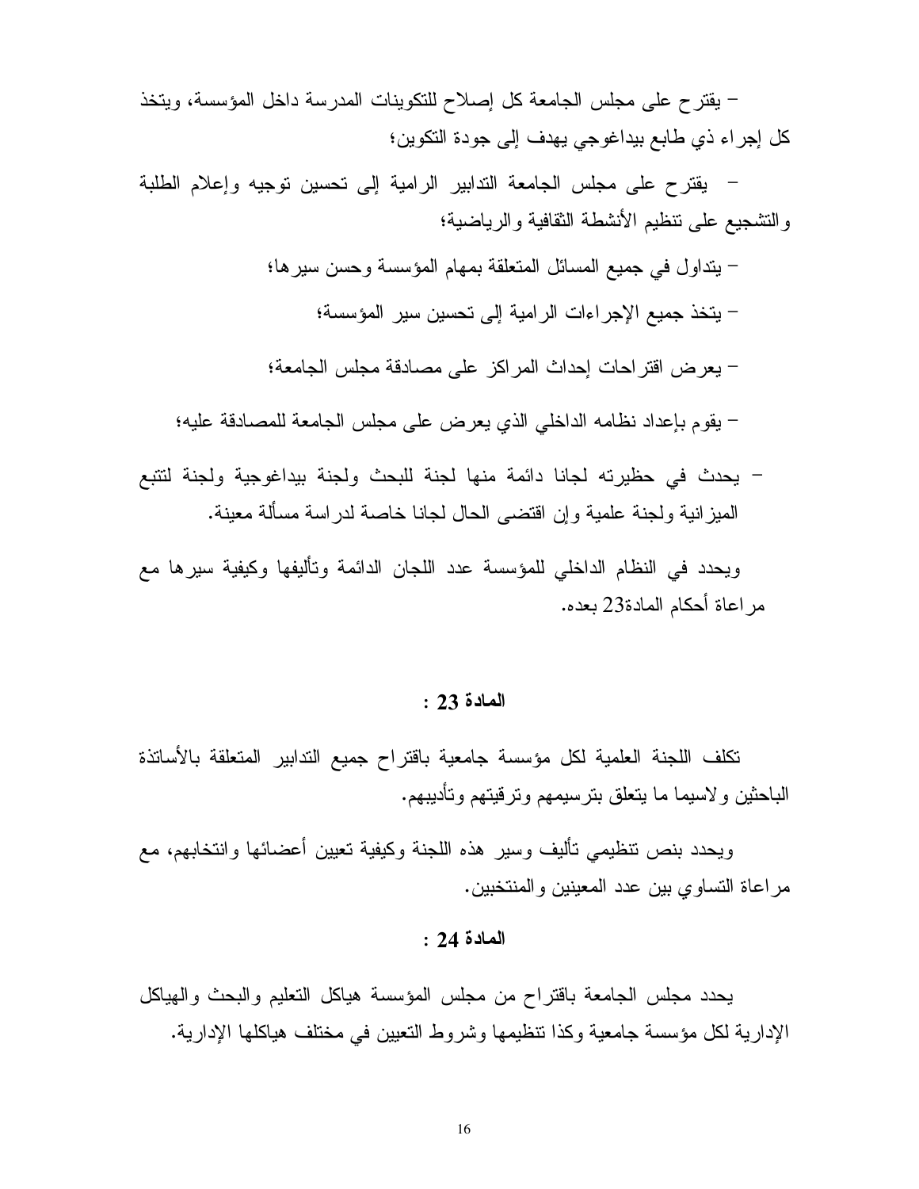- يقترح على مجلس الجامعة كل إصلاح للتكوينات المدرسة داخل المؤسسة، ويتخذ كل إجراء ذي طابع بيداغوجي يهدف إلى جودة التكوين؛

- يقترح على مجلس الجامعة التدابير الرامية إلى تحسين توجيه وإعلام الطلبة والتشجيع على تنظيم الأنشطة الثقافية والرياضية؛

- يتداول في جميع المسائل المتعلقة بمهام المؤسسة وحسن سيرها؛

- يتخذ جميع الإجراءات الرامية إلى تحسين سير المؤسسة؛

- يعرض اقتراحات إحداث المراكز على مصادقة مجلس الجامعة؛

- يقوم بإعداد نظامه الداخلي الذي يعرض على مجلس الجامعة للمصادقة عليه؛

- يحدث في حظيرته لجانا دائمة منها لجنة للبحث ولجنة بيداغوجية ولجنة لتتبع الميزانية ولجنة علمية وإن اقتضى الحال لجانا خاصة لدراسة مسألة معينة.

ويحدد في النظام الداخلي للمؤسسة عدد اللجان الدائمة وتأليفها وكيفية سيرها مع مراعاة أحكام المادة23 بعده.

## المادة 23 :

تكلف اللجنة العلمية لكل مؤسسة جامعية باقتراح جميع التدابير المتعلقة بالأساتذة الباحثين ولاسيما ما يتعلق بترسيمهم وترقيتهم وتأديبهم.

ويحدد بنص تنظيمي تأليف وسير هذه اللجنة وكيفية تعيين أعضائها وانتخابهم، مع مراعاة التساوي بين عدد المعينين والمنتخبين.

## المادة 24 :

يحدد مجلس الجامعة باقتراح من مجلس المؤسسة هياكل التعليم والبحث والهياكل الإدارية لكل مؤسسة جامعية وكذا تنظيمها وشروط التعيين في مختلف هياكلها الإدارية.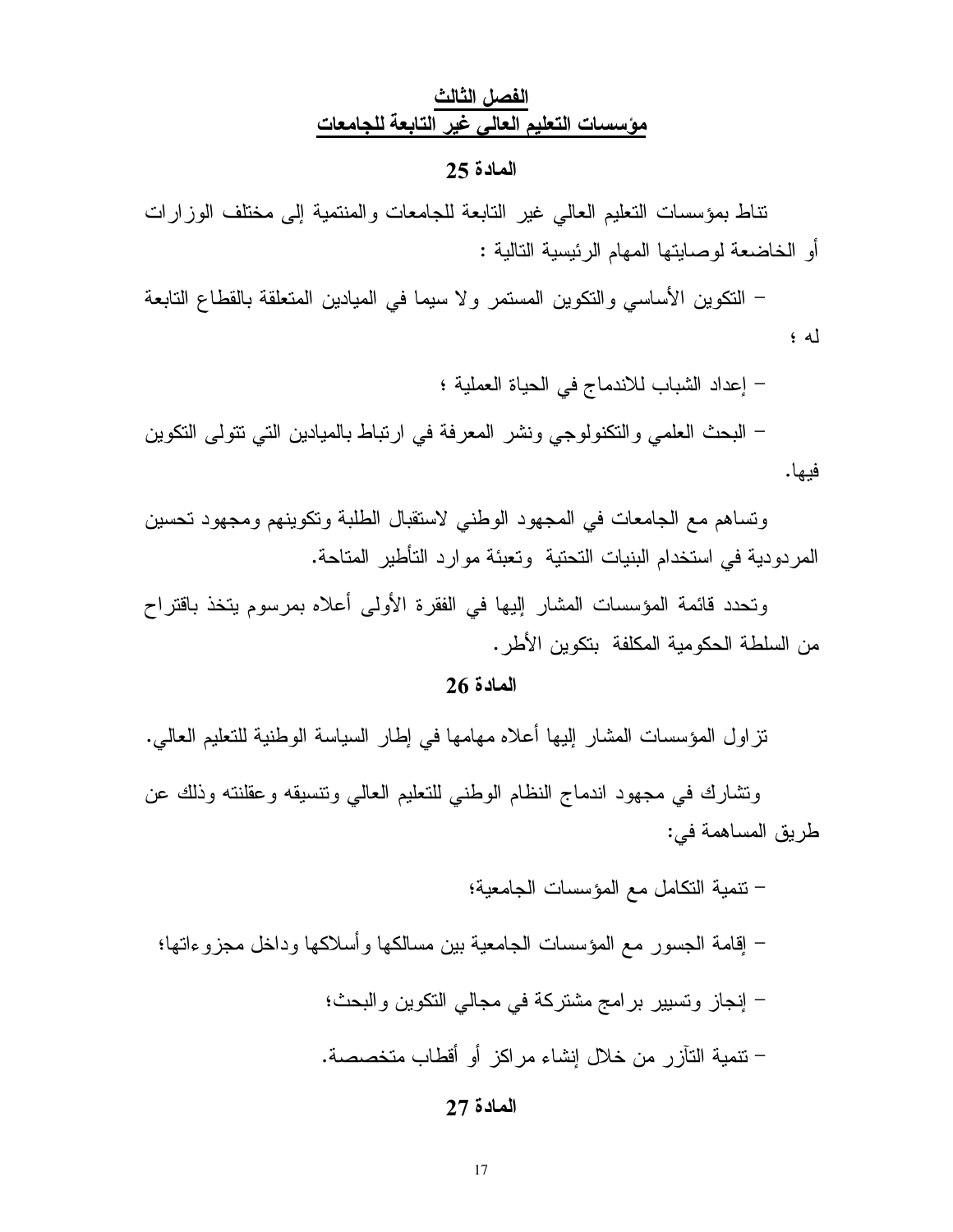## الفصل الثالث
## مؤسسات التعليم العالي غير التابعة للجامعات

### المادة 25

تناط بمؤسسات التعليم العالي غير التابعة للجامعات والمنتمية إلى مختلف الوزارات أو الخاضعة لوصايتها المهام الرئيسية التالية :

- التكوين الأساسي والتكوين المستمر ولا سيما في الميادين المتعلقة بالقطاع التابعة له ؛
- إعداد الشباب للاندماج في الحياة العملية ؛
- البحث العلمي والتكنولوجي ونشر المعرفة في ارتباط بالميادين التي تتولى التكوين فيها.

وتساهم مع الجامعات في المجهود الوطني لاستقبال الطلبة وتكوينهم ومجهود تحسين المردودية في استخدام البنيات التحتية وتعبئة موارد التأطير المتاحة.

وتحدد قائمة المؤسسات المشار إليها في الفقرة الأولى أعلاه بمرسوم يتخذ باقتراح من السلطة الحكومية المكلفة بتكوين الأطر.

### المادة 26

تزاول المؤسسات المشار إليها أعلاه مهامها في إطار السياسة الوطنية للتعليم العالي.

وتشارك في مجهود اندماج النظام الوطني للتعليم العالي وتنسيقه وعقلنته وذلك عن طريق المساهمة في:

- تنمية التكامل مع المؤسسات الجامعية؛
- إقامة الجسور مع المؤسسات الجامعية بين مسالكها وأسلاكها وداخل مجزوءاتها؛
- إنجاز وتسيير برامج مشتركة في مجالي التكوين والبحث؛
- تنمية التآزر من خلال إنشاء مراكز أو أقطاب متخصصة.

### المادة 27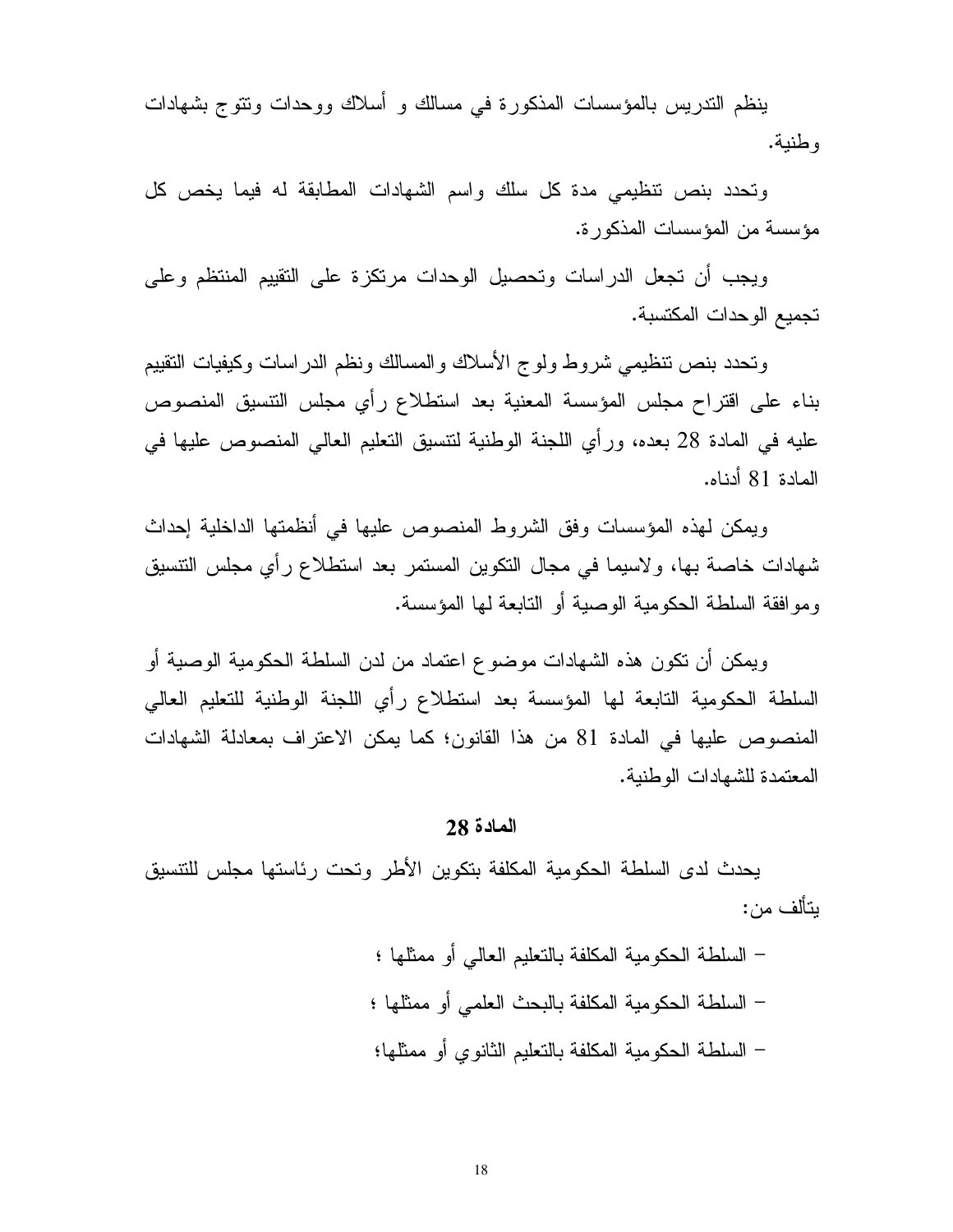ينظم التدريس بالمؤسسات المذكورة في مسالك و أسلاك ووحدات وتتوج بشهادات وطنية.

وتحدد بنص تنظيمي مدة كل سلك واسم الشهادات المطابقة له فيما يخص كل مؤسسة من المؤسسات المذكورة.

ويجب أن تجعل الدراسات وتحصيل الوحدات مرتكزة على التقييم المنتظم وعلى تجميع الوحدات المكتسبة.

وتحدد بنص تنظيمي شروط ولوج الأسلاك والمسالك ونظم الدراسات وكيفيات التقييم بناء على اقتراح مجلس المؤسسة المعنية بعد استطلاع رأي مجلس التنسيق المنصوص عليه في المادة 28 بعده، ورأي اللجنة الوطنية لتنسيق التعليم العالي المنصوص عليها في المادة 81 أدناه.

ويمكن لهذه المؤسسات وفق الشروط المنصوص عليها في أنظمتها الداخلية إحداث شهادات خاصة بها، ولاسيما في مجال التكوين المستمر بعد استطلاع رأي مجلس التنسيق وموافقة السلطة الحكومية الوصية أو التابعة لها المؤسسة.

ويمكن أن تكون هذه الشهادات موضوع اعتماد من لدن السلطة الحكومية الوصية أو السلطة الحكومية التابعة لها المؤسسة بعد استطلاع رأي اللجنة الوطنية للتعليم العالي المنصوص عليها في المادة 81 من هذا القانون؛ كما يمكن الاعتراف بمعادلة الشهادات المعتمدة للشهادات الوطنية.

**المادة 28**

يحدث لدى السلطة الحكومية المكلفة بتكوين الأطر وتحت رئاستها مجلس للتنسيق يتألف من:

- السلطة الحكومية المكلفة بالتعليم العالي أو ممثلها ؛
- السلطة الحكومية المكلفة بالبحث العلمي أو ممثلها ؛
- السلطة الحكومية المكلفة بالتعليم الثانوي أو ممثلها؛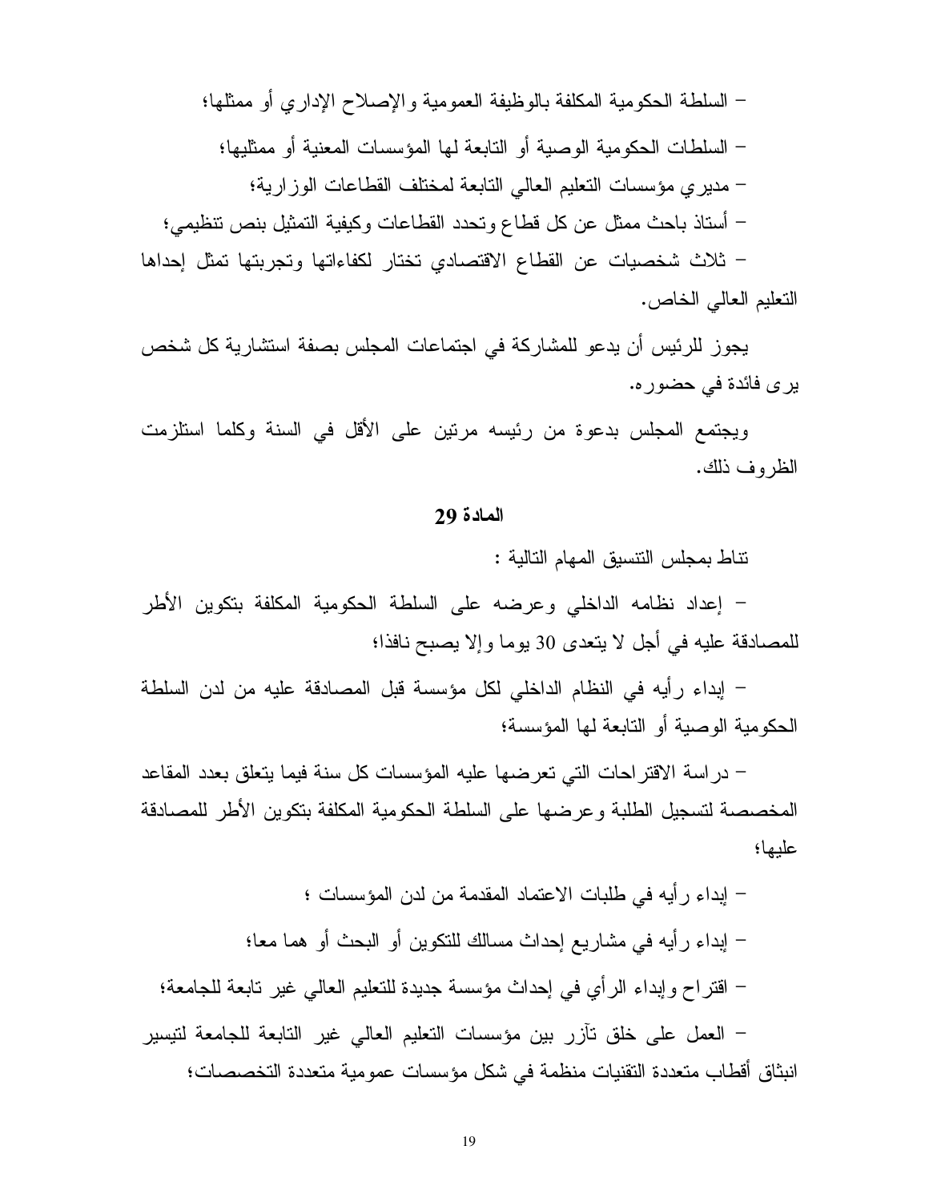- السلطة الحكومية المكلفة بالوظيفة العمومية والإصلاح الإداري أو ممثلها؛

- السلطات الحكومية الوصية أو التابعة لها المؤسسات المعنية أو ممثليها؛

- مديري مؤسسات التعليم العالي التابعة لمختلف القطاعات الوزارية؛

- أستاذ باحث ممثل عن كل قطاع وتحدد القطاعات وكيفية التمثيل بنص تنظيمي؛

- ثلاث شخصيات عن القطاع الاقتصادي تختار لكفاءاتها وتجربتها تمثل إحداها التعليم العالي الخاص.

يجوز للرئيس أن يدعو للمشاركة في اجتماعات المجلس بصفة استشارية كل شخص يرى فائدة في حضوره.

ويجتمع المجلس بدعوة من رئيسه مرتين على الأقل في السنة وكلما استلزمت الظروف ذلك.

### المادة 29

تناط بمجلس التنسيق المهام التالية :

- إعداد نظامه الداخلي وعرضه على السلطة الحكومية المكلفة بتكوين الأطر للمصادقة عليه في أجل لا يتعدى 30 يوما وإلا يصبح نافذا؛

- إبداء رأيه في النظام الداخلي لكل مؤسسة قبل المصادقة عليه من لدن السلطة الحكومية الوصية أو التابعة لها المؤسسة؛

- دراسة الاقتراحات التي تعرضها عليه المؤسسات كل سنة فيما يتعلق بعدد المقاعد المخصصة لتسجيل الطلبة وعرضها على السلطة الحكومية المكلفة بتكوين الأطر للمصادقة عليها؛

- إبداء رأيه في طلبات الاعتماد المقدمة من لدن المؤسسات ؛

- إبداء رأيه في مشاريع إحداث مسالك للتكوين أو البحث أو هما معا؛

- اقتراح وإبداء الرأي في إحداث مؤسسة جديدة للتعليم العالي غير تابعة للجامعة؛

- العمل على خلق تآزر بين مؤسسات التعليم العالي غير التابعة للجامعة لتيسير انبثاق أقطاب متعددة التقنيات منظمة في شكل مؤسسات عمومية متعددة التخصصات؛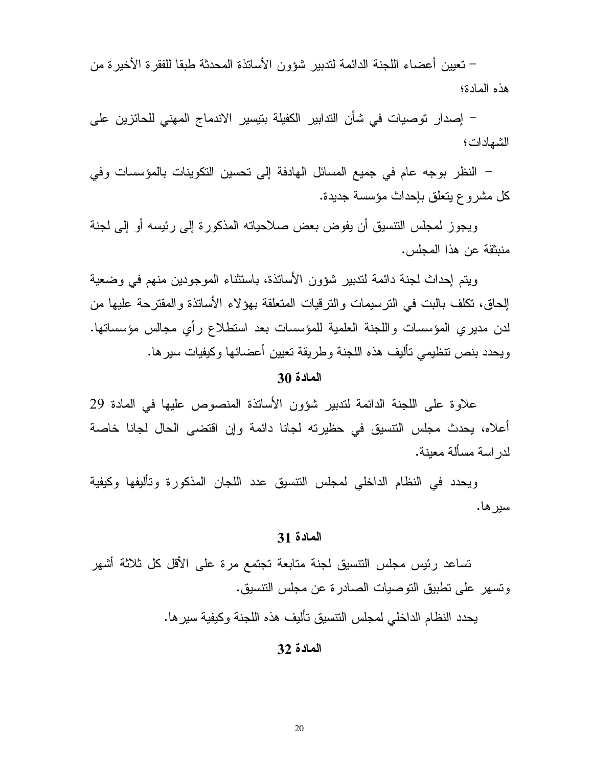– تعيين أعضاء اللجنة الدائمة لتدبير شؤون الأساتذة المحدثة طبقا للفقرة الأخيرة من هذه المادة؛

– إصدار توصيات في شأن التدابير الكفيلة بتيسير الاندماج المهني للحائزين على الشهادات؛

– النظر بوجه عام في جميع المسائل الهادفة إلى تحسين التكوينات بالمؤسسات وفي كل مشروع يتعلق بإحداث مؤسسة جديدة.

ويجوز لمجلس التنسيق أن يفوض بعض صلاحياته المذكورة إلى رئيسه أو إلى لجنة منبثقة عن هذا المجلس.

ويتم إحداث لجنة دائمة لتدبير شؤون الأساتذة، باستثناء الموجودين منهم في وضعية إلحاق، تكلف بالبت في الترسيمات والترقيات المتعلقة بهؤلاء الأساتذة والمقترحة عليها من لدن مديري المؤسسات واللجنة العلمية للمؤسسات بعد استطلاع رأي مجالس مؤسساتها. ويحدد بنص تنظيمي تأليف هذه اللجنة وطريقة تعيين أعضائها وكيفيات سيرها.

## المادة 30

علاوة على اللجنة الدائمة لتدبير شؤون الأساتذة المنصوص عليها في المادة 29 أعلاه، يحدث مجلس التنسيق في حظيرته لجانا دائمة وإن اقتضى الحال لجانا خاصة لدراسة مسألة معينة.

ويحدد في النظام الداخلي لمجلس التنسيق عدد اللجان المذكورة وتأليفها وكيفية سيرها.

## المادة 31

تساعد رئيس مجلس التنسيق لجنة متابعة تجتمع مرة على الأقل كل ثلاثة أشهر وتسهر على تطبيق التوصيات الصادرة عن مجلس التنسيق.

يحدد النظام الداخلي لمجلس التنسيق تأليف هذه اللجنة وكيفية سيرها.

## المادة 32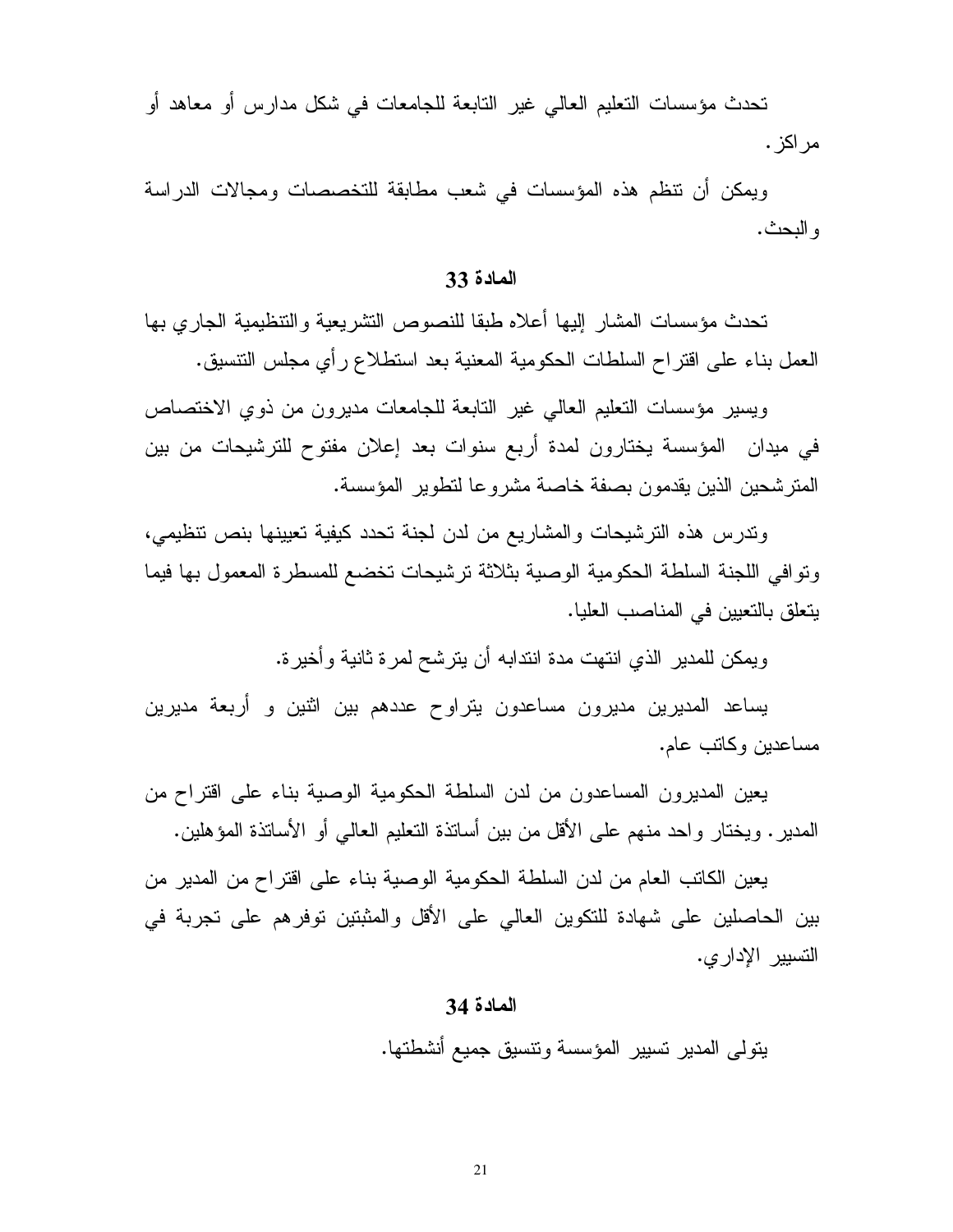تحدث مؤسسات التعليم العالي غير التابعة للجامعات في شكل مدارس أو معاهد أو مراكز.

ويمكن أن تنظم هذه المؤسسات في شعب مطابقة للتخصصات ومجالات الدراسة والبحث.

### المادة 33

تحدث مؤسسات المشار إليها أعلاه طبقا للنصوص التشريعية والتنظيمية الجاري بها العمل بناء على اقتراح السلطات الحكومية المعنية بعد استطلاع رأي مجلس التنسيق.

ويسير مؤسسات التعليم العالي غير التابعة للجامعات مديرون من ذوي الاختصاص في ميدان المؤسسة يختارون لمدة أربع سنوات بعد إعلان مفتوح للترشيحات من بين المترشحين الذين يقدمون بصفة خاصة مشروعا لتطوير المؤسسة.

وتدرس هذه الترشيحات والمشاريع من لدن لجنة تحدد كيفية تعيينها بنص تنظيمي، وتوافي اللجنة السلطة الحكومية الوصية بثلاثة ترشيحات تخضع للمسطرة المعمول بها فيما يتعلق بالتعيين في المناصب العليا.

ويمكن للمدير الذي انتهت مدة انتدابه أن يترشح لمرة ثانية وأخيرة.

يساعد المديرين مديرون مساعدون يتراوح عددهم بين اثنين و أربعة مديرين مساعدين وكاتب عام.

يعين المديرون المساعدون من لدن السلطة الحكومية الوصية بناء على اقتراح من المدير. ويختار واحد منهم على الأقل من بين أساتذة التعليم العالي أو الأساتذة المؤهلين.

يعين الكاتب العام من لدن السلطة الحكومية الوصية بناء على اقتراح من المدير من بين الحاصلين على شهادة للتكوين العالي على الأقل والمثبتين توفرهم على تجربة في التسيير الإداري.

### المادة 34

يتولى المدير تسيير المؤسسة وتنسيق جميع أنشطتها.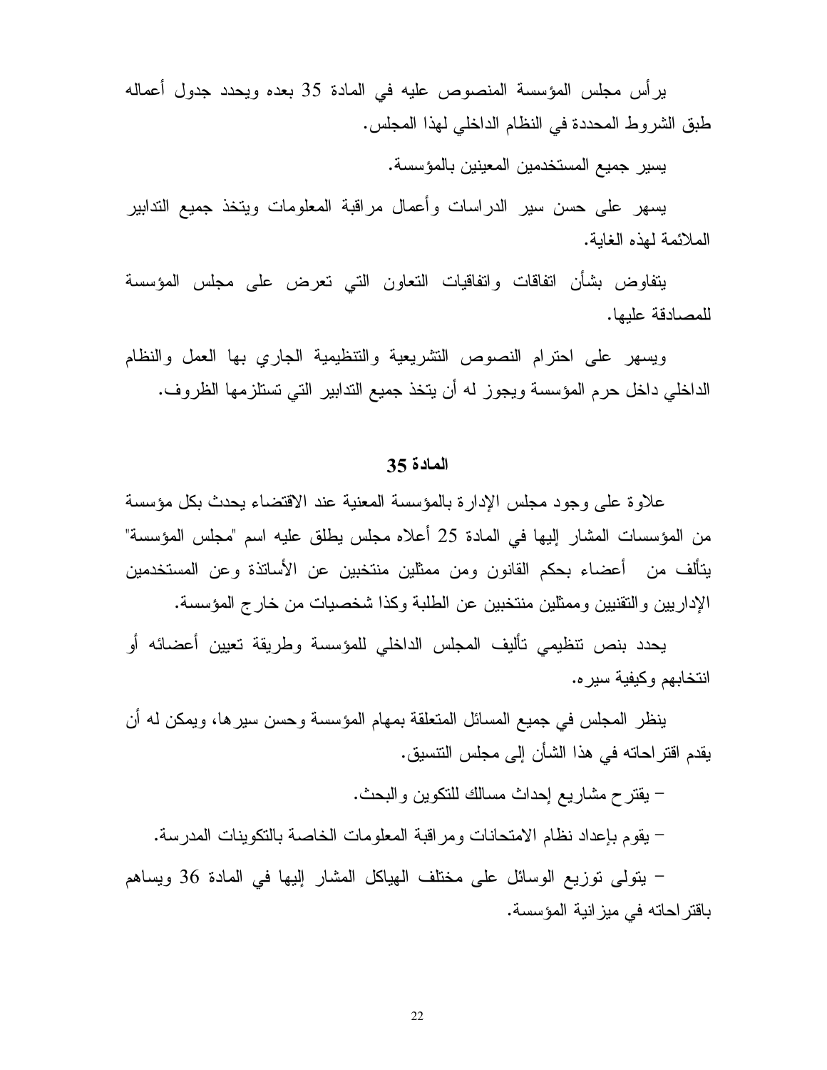يرأس مجلس المؤسسة المنصوص عليه في المادة 35 بعده ويحدد جدول أعماله طبق الشروط المحددة في النظام الداخلي لهذا المجلس.

يسير جميع المستخدمين المعينين بالمؤسسة.

يسهر على حسن سير الدراسات وأعمال مراقبة المعلومات ويتخذ جميع التدابير الملائمة لهذه الغاية.

يتفاوض بشأن اتفاقات واتفاقيات التعاون التي تعرض على مجلس المؤسسة للمصادقة عليها.

ويسهر على احترام النصوص التشريعية والتنظيمية الجاري بها العمل والنظام الداخلي داخل حرم المؤسسة ويجوز له أن يتخذ جميع التدابير التي تستلزمها الظروف.

## المادة 35

علاوة على وجود مجلس الإدارة بالمؤسسة المعنية عند الاقتضاء يحدث بكل مؤسسة من المؤسسات المشار إليها في المادة 25 أعلاه مجلس يطلق عليه اسم "مجلس المؤسسة" يتألف من أعضاء بحكم القانون ومن ممثلين منتخبين عن الأساتذة وعن المستخدمين الإداريين والتقنيين وممثلين منتخبين عن الطلبة وكذا شخصيات من خارج المؤسسة.

يحدد بنص تنظيمي تأليف المجلس الداخلي للمؤسسة وطريقة تعيين أعضائه أو انتخابهم وكيفية سيره.

ينظر المجلس في جميع المسائل المتعلقة بمهام المؤسسة وحسن سيرها، ويمكن له أن يقدم اقتراحاته في هذا الشأن إلى مجلس التنسيق.

- يقترح مشاريع إحداث مسالك للتكوين والبحث.

- يقوم بإعداد نظام الامتحانات ومراقبة المعلومات الخاصة بالتكوينات المدرسة.

- يتولى توزيع الوسائل على مختلف الهياكل المشار إليها في المادة 36 ويساهم باقتراحاته في ميزانية المؤسسة.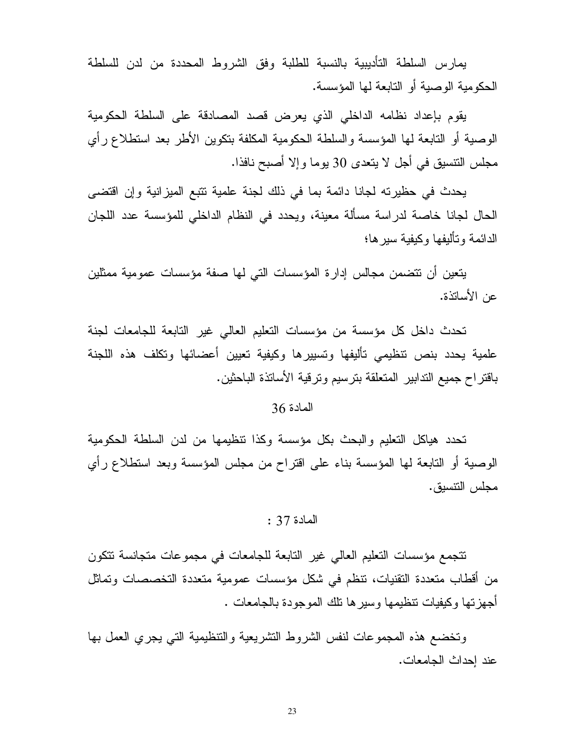يمارس السلطة التأديبية بالنسبة للطلبة وفق الشروط المحددة من لدن للسلطة الحكومية الوصية أو التابعة لها المؤسسة.

يقوم بإعداد نظامه الداخلي الذي يعرض قصد المصادقة على السلطة الحكومية الوصية أو التابعة لها المؤسسة والسلطة الحكومية المكلفة بتكوين الأطر بعد استطلاع رأي مجلس التنسيق في أجل لا يتعدى 30 يوما وإلا أصبح نافذا.

يحدث في حظيرته لجانا دائمة بما في ذلك لجنة علمية تتبع الميزانية وإن اقتضى الحال لجانا خاصة لدراسة مسألة معينة، ويحدد في النظام الداخلي للمؤسسة عدد اللجان الدائمة وتأليفها وكيفية سيرها؛

يتعين أن تتضمن مجالس إدارة المؤسسات التي لها صفة مؤسسات عمومية ممثلين عن الأساتذة.

تحدث داخل كل مؤسسة من مؤسسات التعليم العالي غير التابعة للجامعات لجنة علمية يحدد بنص تنظيمي تأليفها وتسييرها وكيفية تعيين أعضائها وتكلف هذه اللجنة باقتراح جميع التدابير المتعلقة بترسيم وترقية الأساتذة الباحثين.

المادة 36

تحدد هياكل التعليم والبحث بكل مؤسسة وكذا تنظيمها من لدن السلطة الحكومية الوصية أو التابعة لها المؤسسة بناء على اقتراح من مجلس المؤسسة وبعد استطلاع رأي مجلس التنسيق.

المادة 37 :

تتجمع مؤسسات التعليم العالي غير التابعة للجامعات في مجموعات متجانسة تتكون من أقطاب متعددة التقنيات، تنظم في شكل مؤسسات عمومية متعددة التخصصات وتماثل أجهزتها وكيفيات تنظيمها وسيرها تلك الموجودة بالجامعات .

وتخضع هذه المجموعات لنفس الشروط التشريعية والتنظيمية التي يجري العمل بها عند إحداث الجامعات.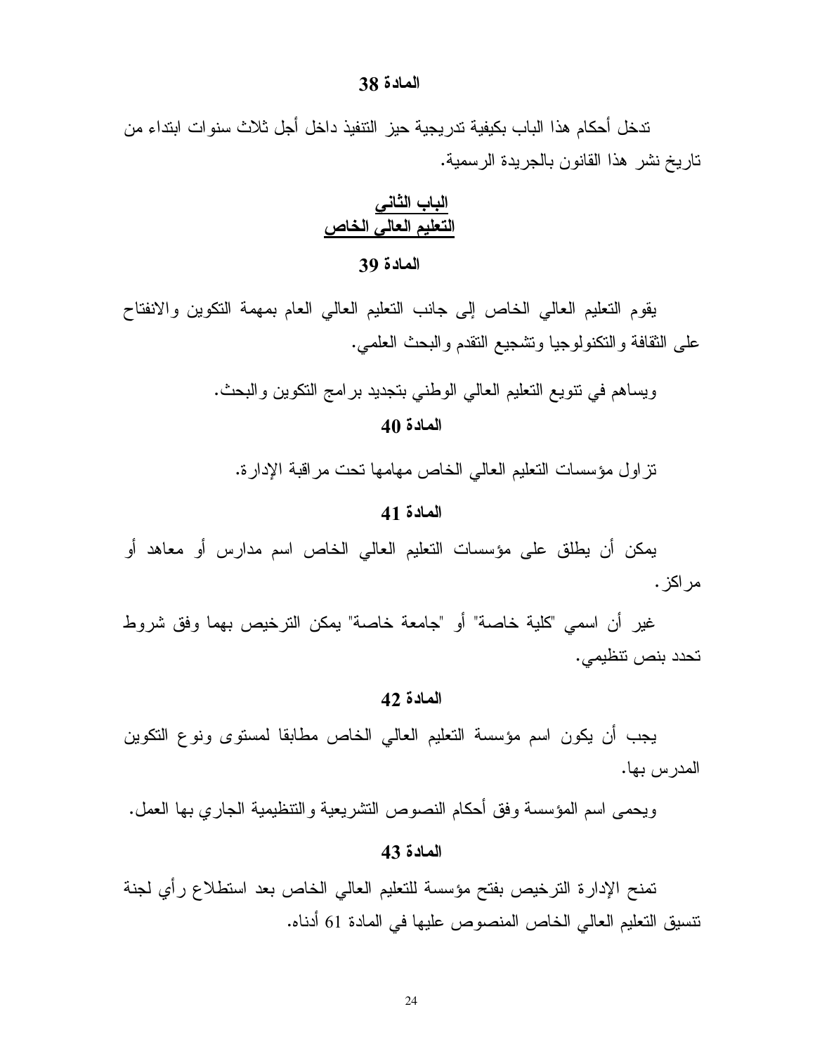**المادة 38**

تدخل أحكام هذا الباب بكيفية تدريجية حيز التنفيذ داخل أجل ثلاث سنوات ابتداء من تاريخ نشر هذا القانون بالجريدة الرسمية.

## الباب الثاني
## التعليم العالي الخاص

**المادة 39**

يقوم التعليم العالي الخاص إلى جانب التعليم العالي العام بمهمة التكوين والانفتاح على الثقافة والتكنولوجيا وتشجيع التقدم والبحث العلمي.

ويساهم في تنويع التعليم العالي الوطني بتجديد برامج التكوين والبحث.

**المادة 40**

تزاول مؤسسات التعليم العالي الخاص مهامها تحت مراقبة الإدارة.

**المادة 41**

يمكن أن يطلق على مؤسسات التعليم العالي الخاص اسم مدارس أو معاهد أو مراكز.

غير أن اسمي "كلية خاصة" أو "جامعة خاصة" يمكن الترخيص بهما وفق شروط تحدد بنص تنظيمي.

**المادة 42**

يجب أن يكون اسم مؤسسة التعليم العالي الخاص مطابقا لمستوى ونوع التكوين المدرس بها.

ويحمى اسم المؤسسة وفق أحكام النصوص التشريعية والتنظيمية الجاري بها العمل.

**المادة 43**

تمنح الإدارة الترخيص بفتح مؤسسة للتعليم العالي الخاص بعد استطلاع رأي لجنة تنسيق التعليم العالي الخاص المنصوص عليها في المادة 61 أدناه.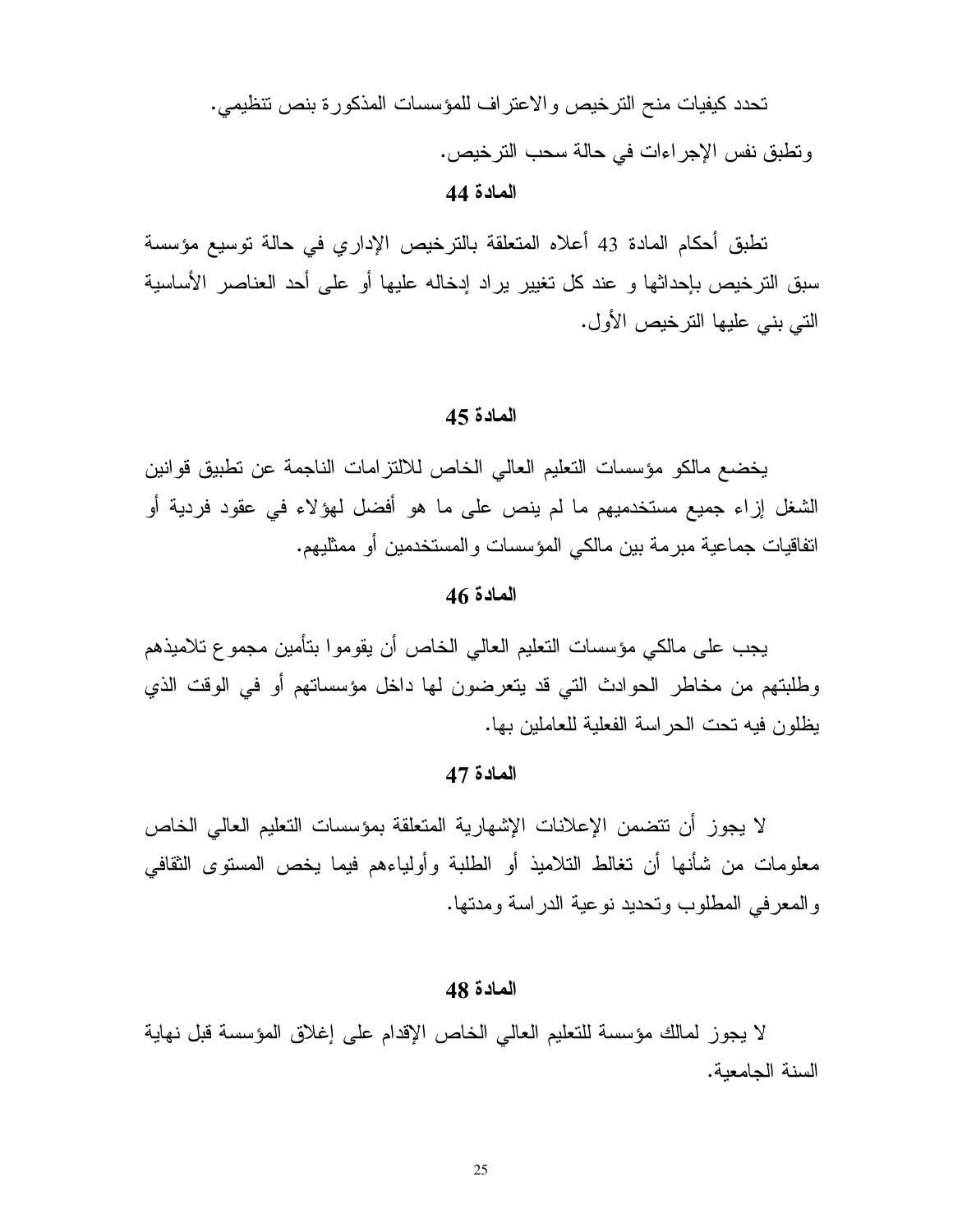تحدد كيفيات منح الترخيص والاعتراف للمؤسسات المذكورة بنص تنظيمي.

وتطبق نفس الإجراءات في حالة سحب الترخيص.

**المادة 44**

تطبق أحكام المادة 43 أعلاه المتعلقة بالترخيص الإداري في حالة توسيع مؤسسة سبق الترخيص بإحداثها و عند كل تغيير يراد إدخاله عليها أو على أحد العناصر الأساسية التي بني عليها الترخيص الأول.

**المادة 45**

يخضع مالكو مؤسسات التعليم العالي الخاص للالتزامات الناجمة عن تطبيق قوانين الشغل إزاء جميع مستخدميهم ما لم ينص على ما هو أفضل لهؤلاء في عقود فردية أو اتفاقيات جماعية مبرمة بين مالكي المؤسسات والمستخدمين أو ممثليهم.

**المادة 46**

يجب على مالكي مؤسسات التعليم العالي الخاص أن يقوموا بتأمين مجموع تلاميذهم وطلبتهم من مخاطر الحوادث التي قد يتعرضون لها داخل مؤسساتهم أو في الوقت الذي يظلون فيه تحت الحراسة الفعلية للعاملين بها.

**المادة 47**

لا يجوز أن تتضمن الإعلانات الإشهارية المتعلقة بمؤسسات التعليم العالي الخاص معلومات من شأنها أن تغالط التلاميذ أو الطلبة وأولياءهم فيما يخص المستوى الثقافي والمعرفي المطلوب وتحديد نوعية الدراسة ومدتها.

**المادة 48**

لا يجوز لمالك مؤسسة للتعليم العالي الخاص الإقدام على إغلاق المؤسسة قبل نهاية السنة الجامعية.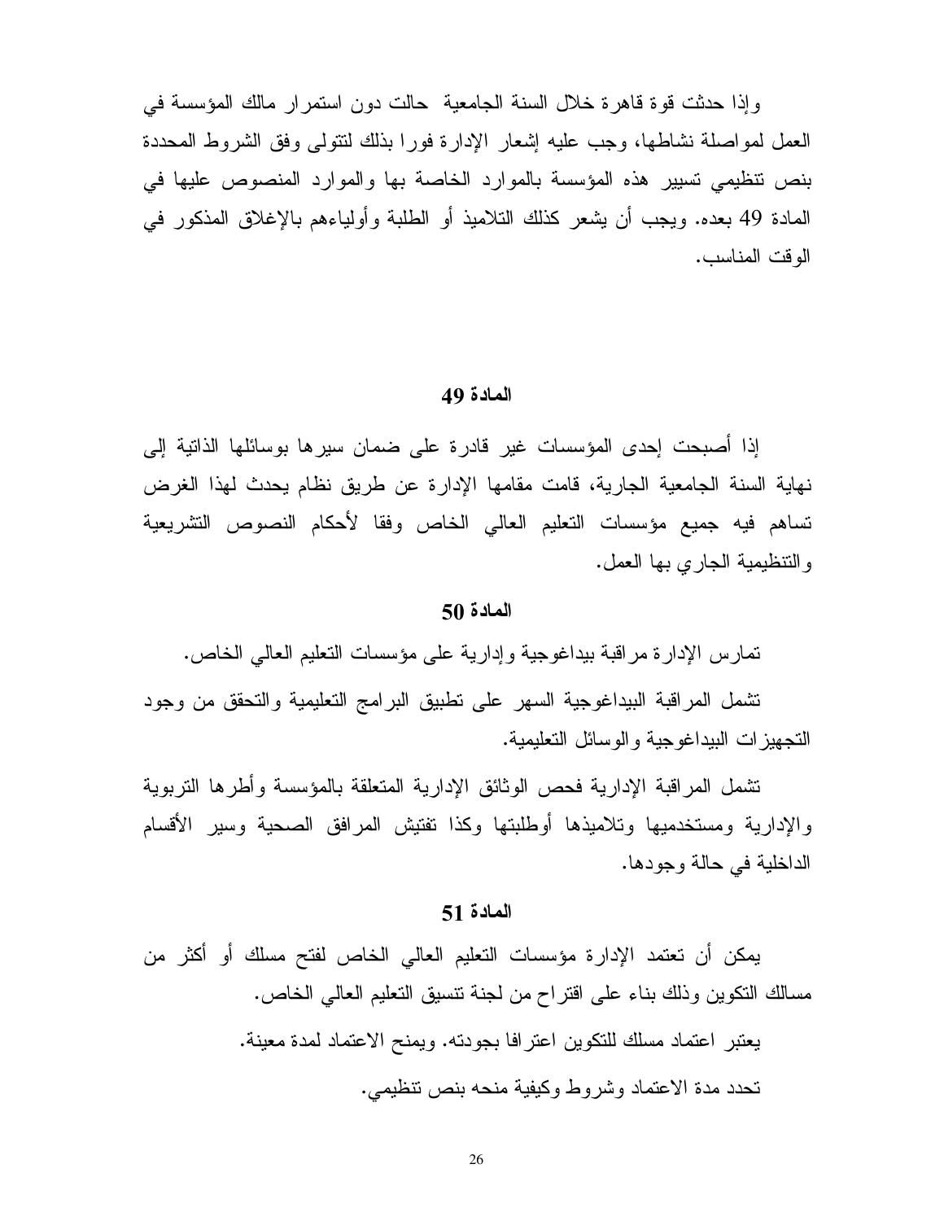وإذا حدثت قوة قاهرة خلال السنة الجامعية حالت دون استمرار مالك المؤسسة في العمل لمواصلة نشاطها، وجب عليه إشعار الإدارة فورا بذلك لتتولى وفق الشروط المحددة بنص تنظيمي تسيير هذه المؤسسة بالموارد الخاصة بها والموارد المنصوص عليها في المادة 49 بعده. ويجب أن يشعر كذلك التلاميذ أو الطلبة وأولياءهم بالإغلاق المذكور في الوقت المناسب.

### المادة 49

إذا أصبحت إحدى المؤسسات غير قادرة على ضمان سيرها بوسائلها الذاتية إلى نهاية السنة الجامعية الجارية، قامت مقامها الإدارة عن طريق نظام يحدث لهذا الغرض تساهم فيه جميع مؤسسات التعليم العالي الخاص وفقا لأحكام النصوص التشريعية والتنظيمية الجاري بها العمل.

### المادة 50

تمارس الإدارة مراقبة بيداغوجية وإدارية على مؤسسات التعليم العالي الخاص.

تشمل المراقبة البيداغوجية السهر على تطبيق البرامج التعليمية والتحقق من وجود التجهيزات البيداغوجية والوسائل التعليمية.

تشمل المراقبة الإدارية فحص الوثائق الإدارية المتعلقة بالمؤسسة وأطرها التربوية والإدارية ومستخدميها وتلاميذها أوطلبتها وكذا تفتيش المرافق الصحية وسير الأقسام الداخلية في حالة وجودها.

### المادة 51

يمكن أن تعتمد الإدارة مؤسسات التعليم العالي الخاص لفتح مسلك أو أكثر من مسالك التكوين وذلك بناء على اقتراح من لجنة تنسيق التعليم العالي الخاص.

يعتبر اعتماد مسلك للتكوين اعترافا بجودته. ويمنح الاعتماد لمدة معينة.

تحدد مدة الاعتماد وشروط وكيفية منحه بنص تنظيمي.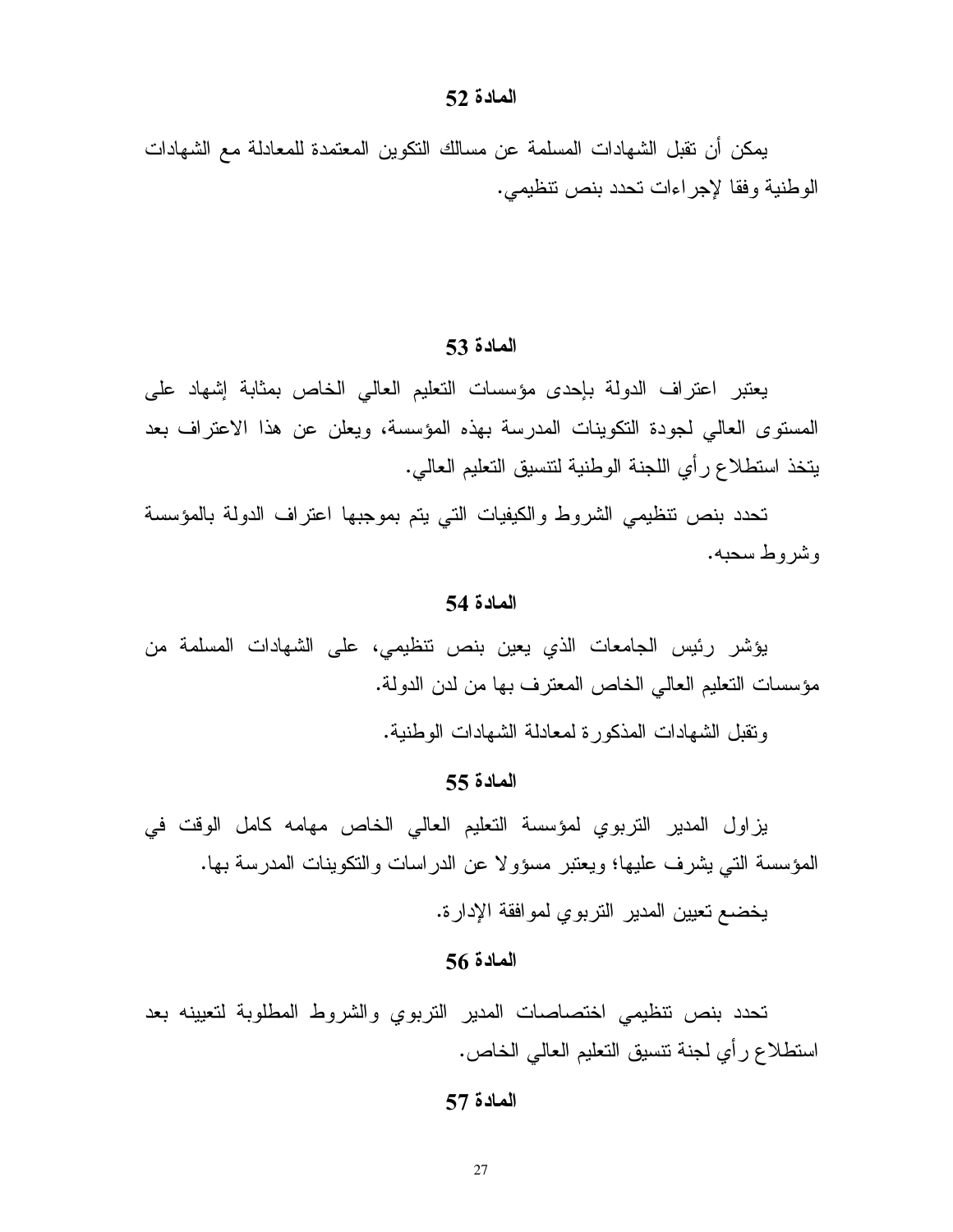### المادة 52

يمكن أن تقبل الشهادات المسلمة عن مسالك التكوين المعتمدة للمعادلة مع الشهادات الوطنية وفقا لإجراءات تحدد بنص تنظيمي.

### المادة 53

يعتبر اعتراف الدولة بإحدى مؤسسات التعليم العالي الخاص بمثابة إشهاد على المستوى العالي لجودة التكوينات المدرسة بهذه المؤسسة، ويعلن عن هذا الاعتراف بعد يتخذ استطلاع رأي اللجنة الوطنية لتنسيق التعليم العالي.

تحدد بنص تنظيمي الشروط والكيفيات التي يتم بموجبها اعتراف الدولة بالمؤسسة وشروط سحبه.

### المادة 54

يؤشر رئيس الجامعات الذي يعين بنص تنظيمي، على الشهادات المسلمة من مؤسسات التعليم العالي الخاص المعترف بها من لدن الدولة.

وتقبل الشهادات المذكورة لمعادلة الشهادات الوطنية.

### المادة 55

يزاول المدير التربوي لمؤسسة التعليم العالي الخاص مهامه كامل الوقت في المؤسسة التي يشرف عليها؛ ويعتبر مسؤولا عن الدراسات والتكوينات المدرسة بها.

يخضع تعيين المدير التربوي لموافقة الإدارة.

### المادة 56

تحدد بنص تنظيمي اختصاصات المدير التربوي والشروط المطلوبة لتعيينه بعد استطلاع رأي لجنة تنسيق التعليم العالي الخاص.

### المادة 57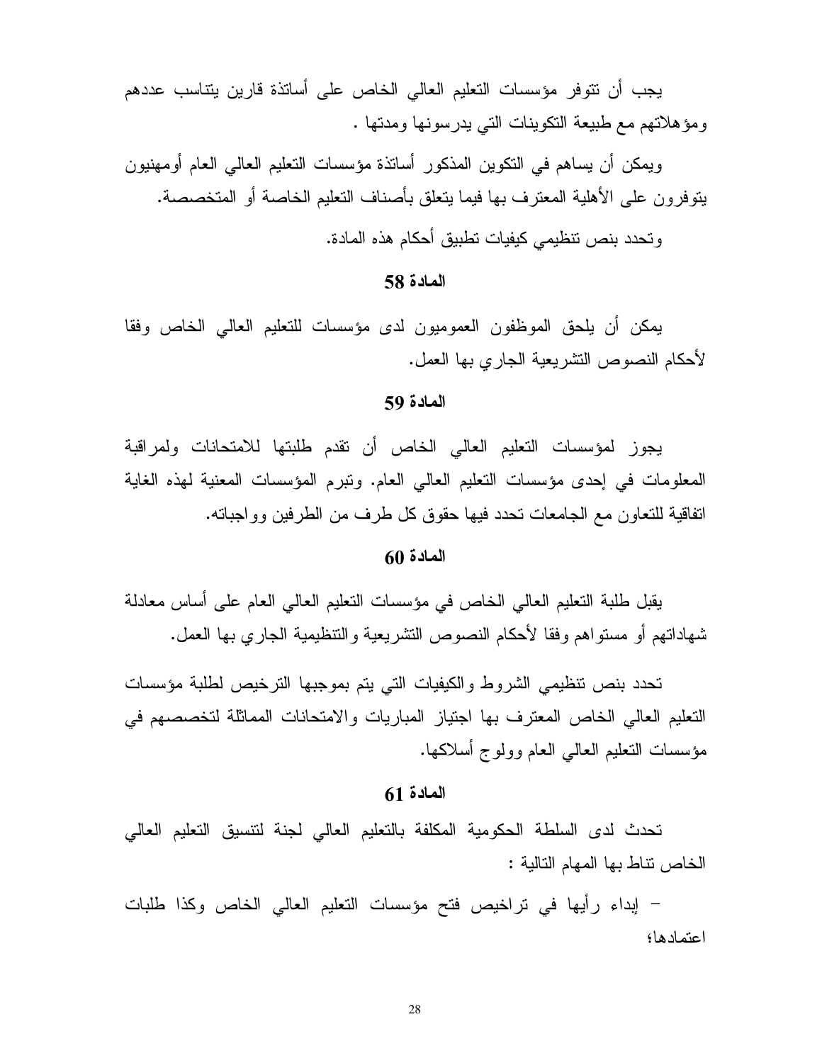يجب أن تتوفر مؤسسات التعليم العالي الخاص على أساتذة قارين يتناسب عددهم ومؤهلاتهم مع طبيعة التكوينات التي يدرسونها ومدتها .

ويمكن أن يساهم في التكوين المذكور أساتذة مؤسسات التعليم العالي العام أومهنيون يتوفرون على الأهلية المعترف بها فيما يتعلق بأصناف التعليم الخاصة أو المتخصصة.

وتحدد بنص تنظيمي كيفيات تطبيق أحكام هذه المادة.

### المادة 58

يمكن أن يلحق الموظفون العموميون لدى مؤسسات للتعليم العالي الخاص وفقا لأحكام النصوص التشريعية الجاري بها العمل.

### المادة 59

يجوز لمؤسسات التعليم العالي الخاص أن تقدم طلبتها للامتحانات ولمراقبة المعلومات في إحدى مؤسسات التعليم العالي العام. وتبرم المؤسسات المعنية لهذه الغاية اتفاقية للتعاون مع الجامعات تحدد فيها حقوق كل طرف من الطرفين وواجباته.

### المادة 60

يقبل طلبة التعليم العالي الخاص في مؤسسات التعليم العالي العام على أساس معادلة شهاداتهم أو مستواهم وفقا لأحكام النصوص التشريعية والتنظيمية الجاري بها العمل.

تحدد بنص تنظيمي الشروط والكيفيات التي يتم بموجبها الترخيص لطلبة مؤسسات التعليم العالي الخاص المعترف بها اجتياز المباريات والامتحانات المماثلة لتخصصهم في مؤسسات التعليم العالي العام وولوج أسلاكها.

### المادة 61

تحدث لدى السلطة الحكومية المكلفة بالتعليم العالي لجنة لتنسيق التعليم العالي الخاص تناط بها المهام التالية :

- إبداء رأيها في تراخيص فتح مؤسسات التعليم العالي الخاص وكذا طلبات اعتمادها؛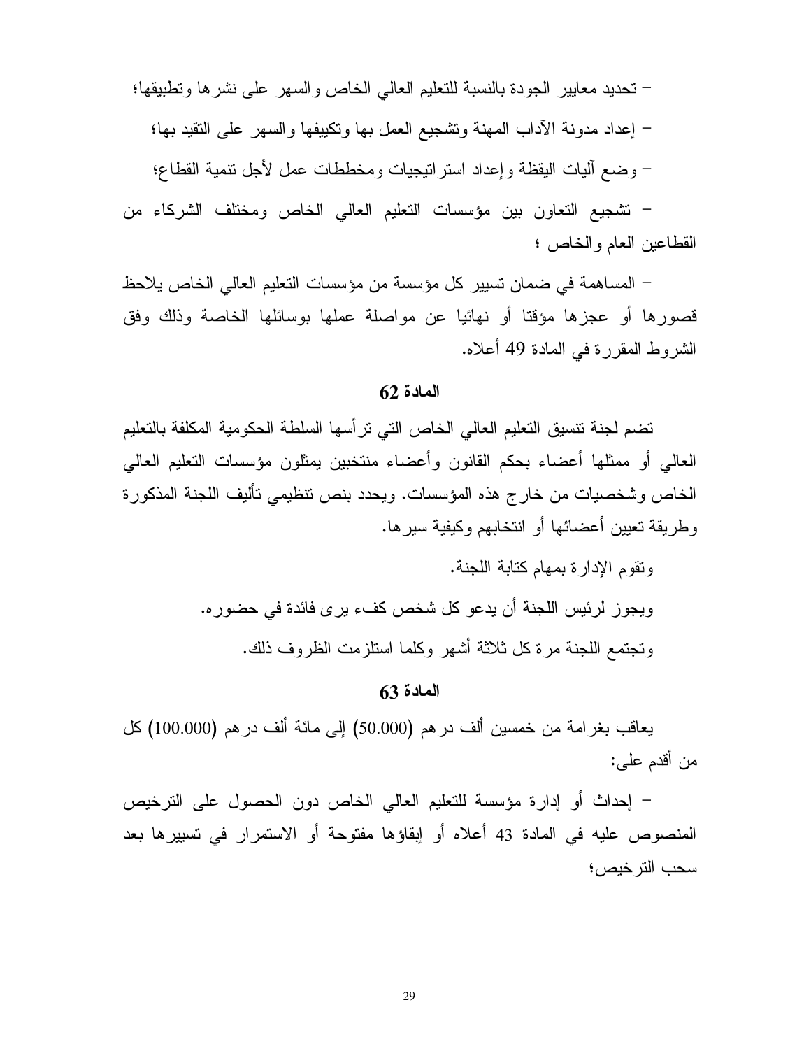– تحديد معايير الجودة بالنسبة للتعليم العالي الخاص والسهر على نشرها وتطبيقها؛

– إعداد مدونة الآداب المهنة وتشجيع العمل بها وتكييفها والسهر على التقيد بها؛

– وضع آليات اليقظة وإعداد استراتيجيات ومخططات عمل لأجل تنمية القطاع؛

– تشجيع التعاون بين مؤسسات التعليم العالي الخاص ومختلف الشركاء من القطاعين العام والخاص ؛

– المساهمة في ضمان تسيير كل مؤسسة من مؤسسات التعليم العالي الخاص يلاحظ قصورها أو عجزها مؤقتا أو نهائيا عن مواصلة عملها بوسائلها الخاصة وذلك وفق الشروط المقررة في المادة 49 أعلاه.

### المادة 62

تضم لجنة تنسيق التعليم العالي الخاص التي ترأسها السلطة الحكومية المكلفة بالتعليم العالي أو ممثلها أعضاء بحكم القانون وأعضاء منتخبين يمثلون مؤسسات التعليم العالي الخاص وشخصيات من خارج هذه المؤسسات. ويحدد بنص تنظيمي تأليف اللجنة المذكورة وطريقة تعيين أعضائها أو انتخابهم وكيفية سيرها.

وتقوم الإدارة بمهام كتابة اللجنة.

ويجوز لرئيس اللجنة أن يدعو كل شخص كفء يرى فائدة في حضوره.

وتجتمع اللجنة مرة كل ثلاثة أشهر وكلما استلزمت الظروف ذلك.

### المادة 63

يعاقب بغرامة من خمسين ألف درهم (50.000) إلى مائة ألف درهم (100.000) كل من أقدم على:

– إحداث أو إدارة مؤسسة للتعليم العالي الخاص دون الحصول على الترخيص المنصوص عليه في المادة 43 أعلاه أو إبقاؤها مفتوحة أو الاستمرار في تسييرها بعد سحب الترخيص؛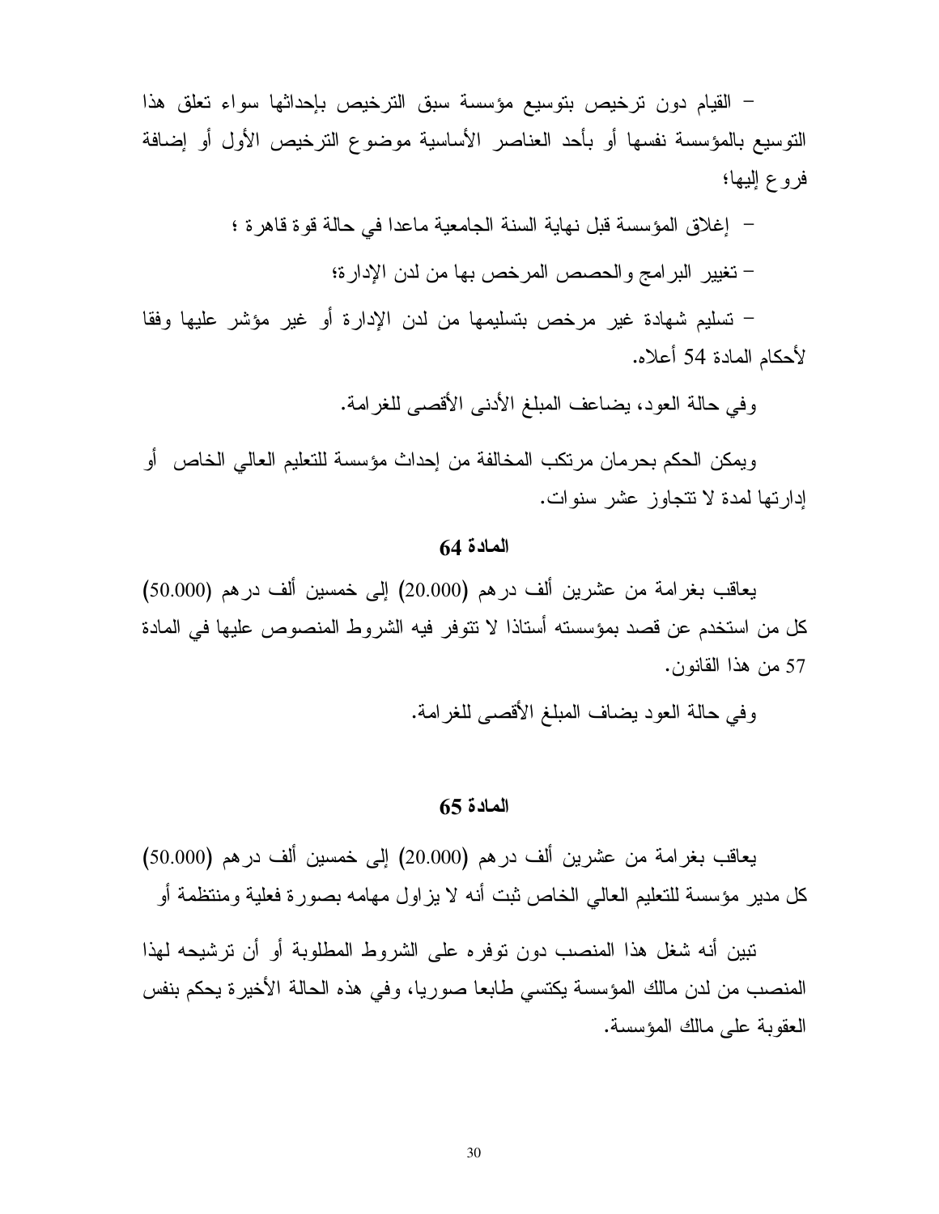– القيام دون ترخيص بتوسيع مؤسسة سبق الترخيص بإحداثها سواء تعلق هذا التوسيع بالمؤسسة نفسها أو بأحد العناصر الأساسية موضوع الترخيص الأول أو إضافة فروع إليها؛

– إغلاق المؤسسة قبل نهاية السنة الجامعية ماعدا في حالة قوة قاهرة ؛

– تغيير البرامج والحصص المرخص بها من لدن الإدارة؛

– تسليم شهادة غير مرخص بتسليمها من لدن الإدارة أو غير مؤشر عليها وفقا لأحكام المادة 54 أعلاه.

وفي حالة العود، يضاعف المبلغ الأدنى الأقصى للغرامة.

ويمكن الحكم بحرمان مرتكب المخالفة من إحداث مؤسسة للتعليم العالي الخاص أو إدارتها لمدة لا تتجاوز عشر سنوات.

### المادة 64

يعاقب بغرامة من عشرين ألف درهم (20.000) إلى خمسين ألف درهم (50.000) كل من استخدم عن قصد بمؤسسته أستاذا لا تتوفر فيه الشروط المنصوص عليها في المادة 57 من هذا القانون.

وفي حالة العود يضاف المبلغ الأقصى للغرامة.

### المادة 65

يعاقب بغرامة من عشرين ألف درهم (20.000) إلى خمسين ألف درهم (50.000) كل مدير مؤسسة للتعليم العالي الخاص ثبت أنه لا يزاول مهامه بصورة فعلية ومنتظمة أو

تبين أنه شغل هذا المنصب دون توفره على الشروط المطلوبة أو أن ترشيحه لهذا المنصب من لدن مالك المؤسسة يكتسي طابعا صوريا، وفي هذه الحالة الأخيرة يحكم بنفس العقوبة على مالك المؤسسة.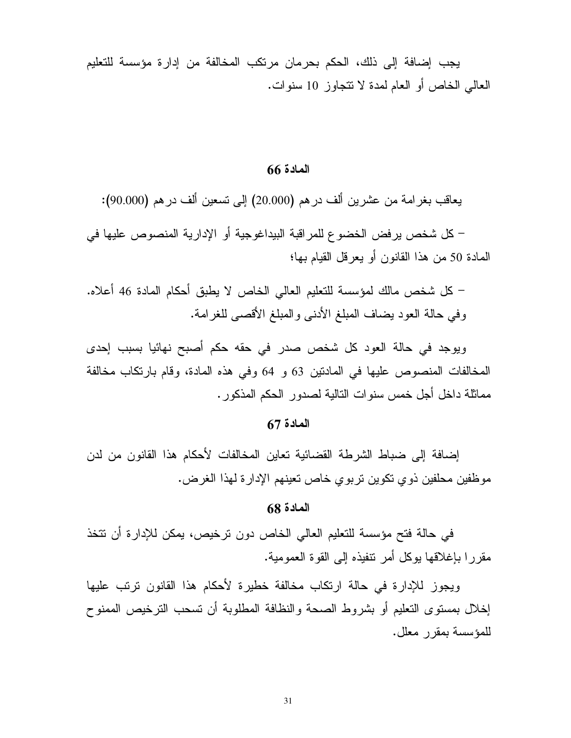يجب إضافة إلى ذلك، الحكم بحرمان مرتكب المخالفة من إدارة مؤسسة للتعليم العالي الخاص أو العام لمدة لا تتجاوز 10 سنوات.

### المادة 66

يعاقب بغرامة من عشرين ألف درهم (20.000) إلى تسعين ألف درهم (90.000):

– كل شخص يرفض الخضوع للمراقبة البيداغوجية أو الإدارية المنصوص عليها في المادة 50 من هذا القانون أو يعرقل القيام بها؛

– كل شخص مالك لمؤسسة للتعليم العالي الخاص لا يطبق أحكام المادة 46 أعلاه. وفي حالة العود يضاف المبلغ الأدنى والمبلغ الأقصى للغرامة.

ويوجد في حالة العود كل شخص صدر في حقه حكم أصبح نهائيا بسبب إحدى المخالفات المنصوص عليها في المادتين 63 و 64 وفي هذه المادة، وقام بارتكاب مخالفة مماثلة داخل أجل خمس سنوات التالية لصدور الحكم المذكور.

### المادة 67

إضافة إلى ضباط الشرطة القضائية تعاين المخالفات لأحكام هذا القانون من لدن موظفين محلفين ذوي تكوين تربوي خاص تعينهم الإدارة لهذا الغرض.

### المادة 68

في حالة فتح مؤسسة للتعليم العالي الخاص دون ترخيص، يمكن للإدارة أن تتخذ مقررا بإغلاقها يوكل أمر تنفيذه إلى القوة العمومية.

ويجوز للإدارة في حالة ارتكاب مخالفة خطيرة لأحكام هذا القانون ترتب عليها إخلال بمستوى التعليم أو بشروط الصحة والنظافة المطلوبة أن تسحب الترخيص الممنوح للمؤسسة بمقرر معلل.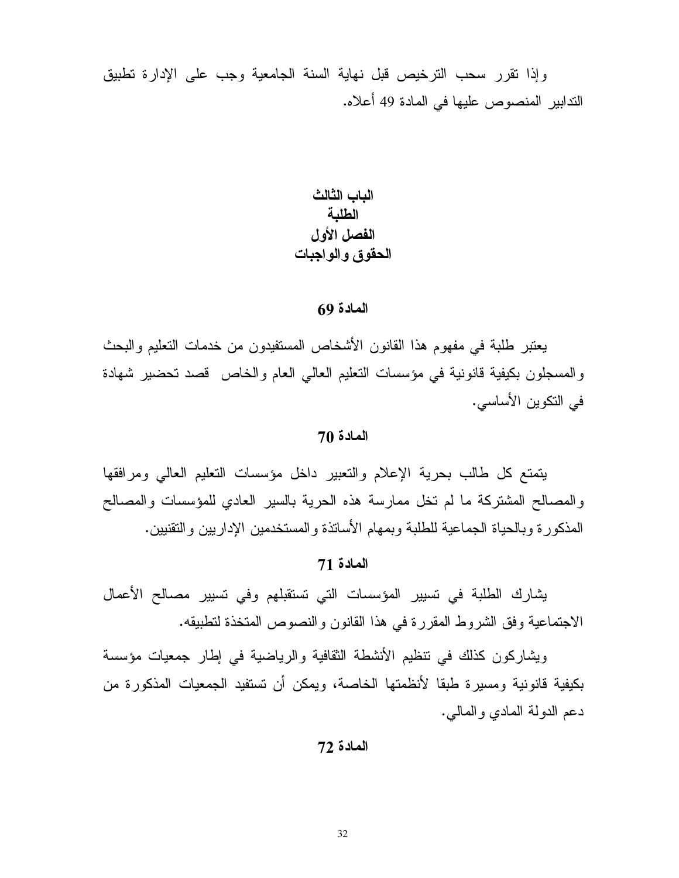وإذا تقرر سحب الترخيص قبل نهاية السنة الجامعية وجب على الإدارة تطبيق التدابير المنصوص عليها في المادة 49 أعلاه.

## الباب الثالث
## الطلبة
## الفصل الأول
## الحقوق والواجبات

### المادة 69

يعتبر طلبة في مفهوم هذا القانون الأشخاص المستفيدون من خدمات التعليم والبحث والمسجلون بكيفية قانونية في مؤسسات التعليم العالي العام والخاص قصد تحضير شهادة في التكوين الأساسي.

### المادة 70

يتمتع كل طالب بحرية الإعلام والتعبير داخل مؤسسات التعليم العالي ومرافقها والمصالح المشتركة ما لم تخل ممارسة هذه الحرية بالسير العادي للمؤسسات والمصالح المذكورة وبالحياة الجماعية للطلبة وبمهام الأساتذة والمستخدمين الإداريين والتقنيين.

### المادة 71

يشارك الطلبة في تسيير المؤسسات التي تستقبلهم وفي تسيير مصالح الأعمال الاجتماعية وفق الشروط المقررة في هذا القانون والنصوص المتخذة لتطبيقه.

ويشاركون كذلك في تنظيم الأنشطة الثقافية والرياضية في إطار جمعيات مؤسسة بكيفية قانونية ومسيرة طبقا لأنظمتها الخاصة، ويمكن أن تستفيد الجمعيات المذكورة من دعم الدولة المادي والمالي.

### المادة 72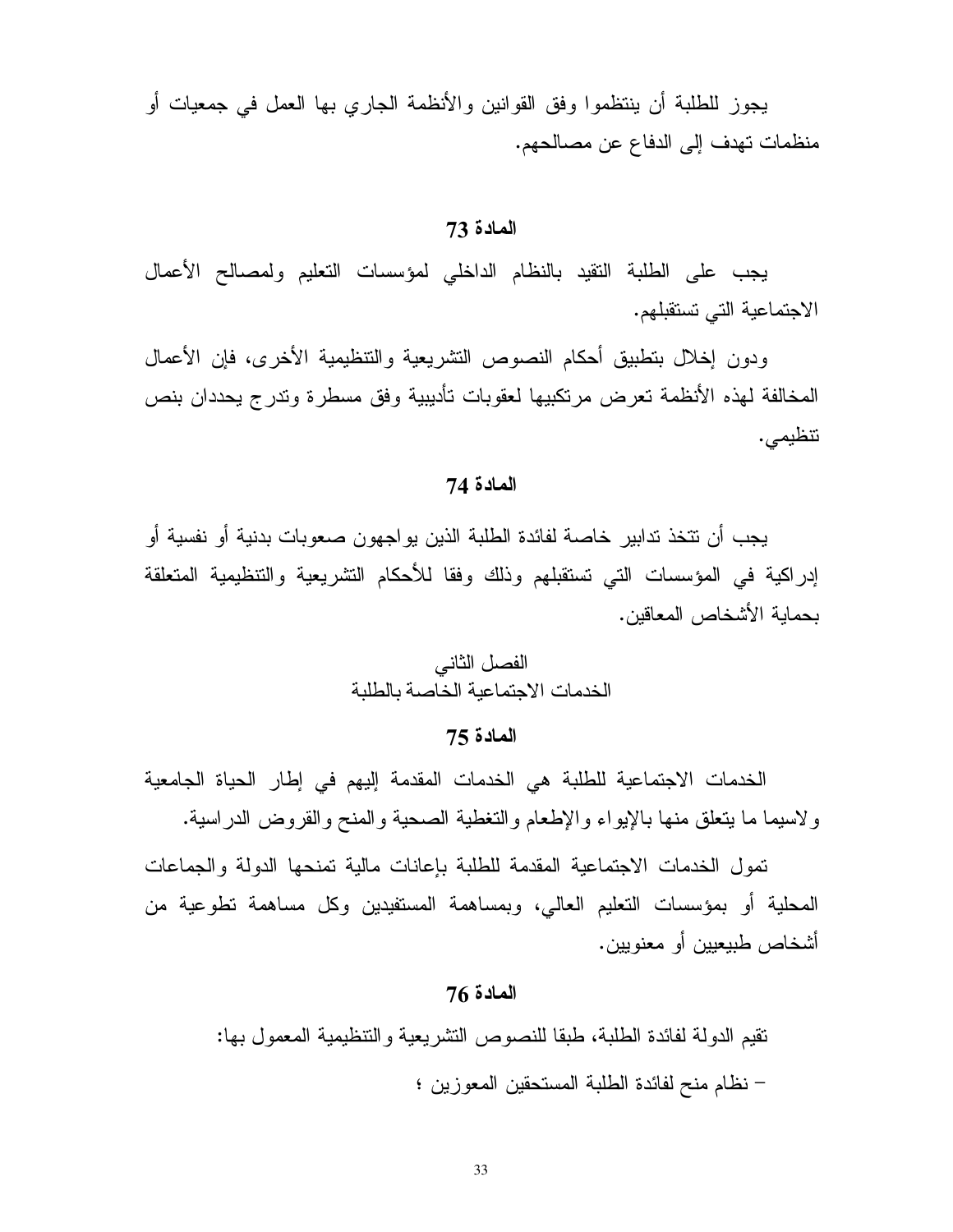يجوز للطلبة أن ينتظموا وفق القوانين والأنظمة الجاري بها العمل في جمعيات أو منظمات تهدف إلى الدفاع عن مصالحهم.

### المادة 73

يجب على الطلبة التقيد بالنظام الداخلي لمؤسسات التعليم ولمصالح الأعمال الاجتماعية التي تستقبلهم.

ودون إخلال بتطبيق أحكام النصوص التشريعية والتنظيمية الأخرى، فإن الأعمال المخالفة لهذه الأنظمة تعرض مرتكبيها لعقوبات تأديبية وفق مسطرة وتدرج يحددان بنص تنظيمي.

### المادة 74

يجب أن تتخذ تدابير خاصة لفائدة الطلبة الذين يواجهون صعوبات بدنية أو نفسية أو إدراكية في المؤسسات التي تستقبلهم وذلك وفقا للأحكام التشريعية والتنظيمية المتعلقة بحماية الأشخاص المعاقين.

## الفصل الثاني
## الخدمات الاجتماعية الخاصة بالطلبة

### المادة 75

الخدمات الاجتماعية للطلبة هي الخدمات المقدمة إليهم في إطار الحياة الجامعية ولاسيما ما يتعلق منها بالإيواء والإطعام والتغطية الصحية والمنح والقروض الدراسية.

تمول الخدمات الاجتماعية المقدمة للطلبة بإعانات مالية تمنحها الدولة والجماعات المحلية أو بمؤسسات التعليم العالي، وبمساهمة المستفيدين وكل مساهمة تطوعية من أشخاص طبيعيين أو معنويين.

### المادة 76

تقيم الدولة لفائدة الطلبة، طبقا للنصوص التشريعية والتنظيمية المعمول بها:

- نظام منح لفائدة الطلبة المستحقين المعوزين ؛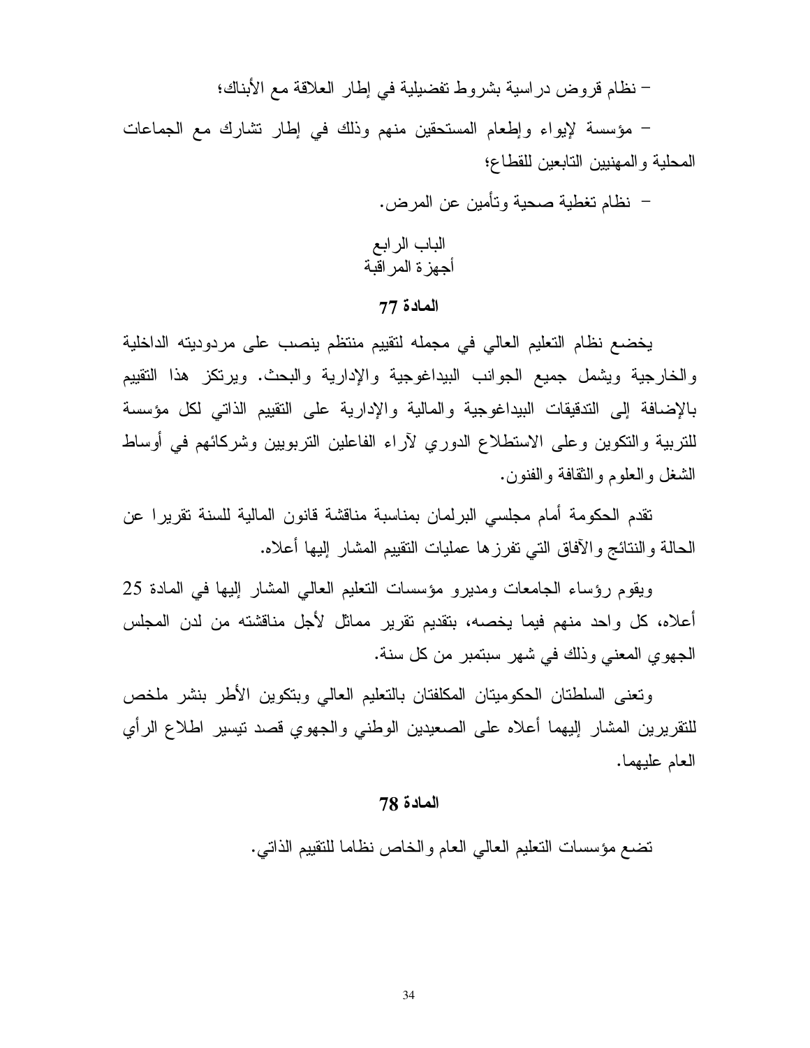- نظام قروض دراسية بشروط تفضيلية في إطار العلاقة مع الأبناك؛

- مؤسسة لإيواء وإطعام المستحقين منهم وذلك في إطار تشارك مع الجماعات المحلية والمهنيين التابعين للقطاع؛

- نظام تغطية صحية وتأمين عن المرض.

## الباب الرابع
## أجهزة المراقبة

### المادة 77

يخضع نظام التعليم العالي في مجمله لتقييم منتظم ينصب على مردوديته الداخلية والخارجية ويشمل جميع الجوانب البيداغوجية والإدارية والبحث. ويرتكز هذا التقييم بالإضافة إلى التدقيقات البيداغوجية والمالية والإدارية على التقييم الذاتي لكل مؤسسة للتربية والتكوين وعلى الاستطلاع الدوري لآراء الفاعلين التربويين وشركائهم في أوساط الشغل والعلوم والثقافة والفنون.

تقدم الحكومة أمام مجلسي البرلمان بمناسبة مناقشة قانون المالية للسنة تقريرا عن الحالة والنتائج والآفاق التي تفرزها عمليات التقييم المشار إليها أعلاه.

ويقوم رؤساء الجامعات ومديرو مؤسسات التعليم العالي المشار إليها في المادة 25 أعلاه، كل واحد منهم فيما يخصه، بتقديم تقرير مماثل لأجل مناقشته من لدن المجلس الجهوي المعني وذلك في شهر سبتمبر من كل سنة.

وتعنى السلطتان الحكوميتان المكلفتان بالتعليم العالي وبتكوين الأطر بنشر ملخص للتقريرين المشار إليهما أعلاه على الصعيدين الوطني والجهوي قصد تيسير اطلاع الرأي العام عليهما.

### المادة 78

تضع مؤسسات التعليم العالي العام والخاص نظاما للتقييم الذاتي.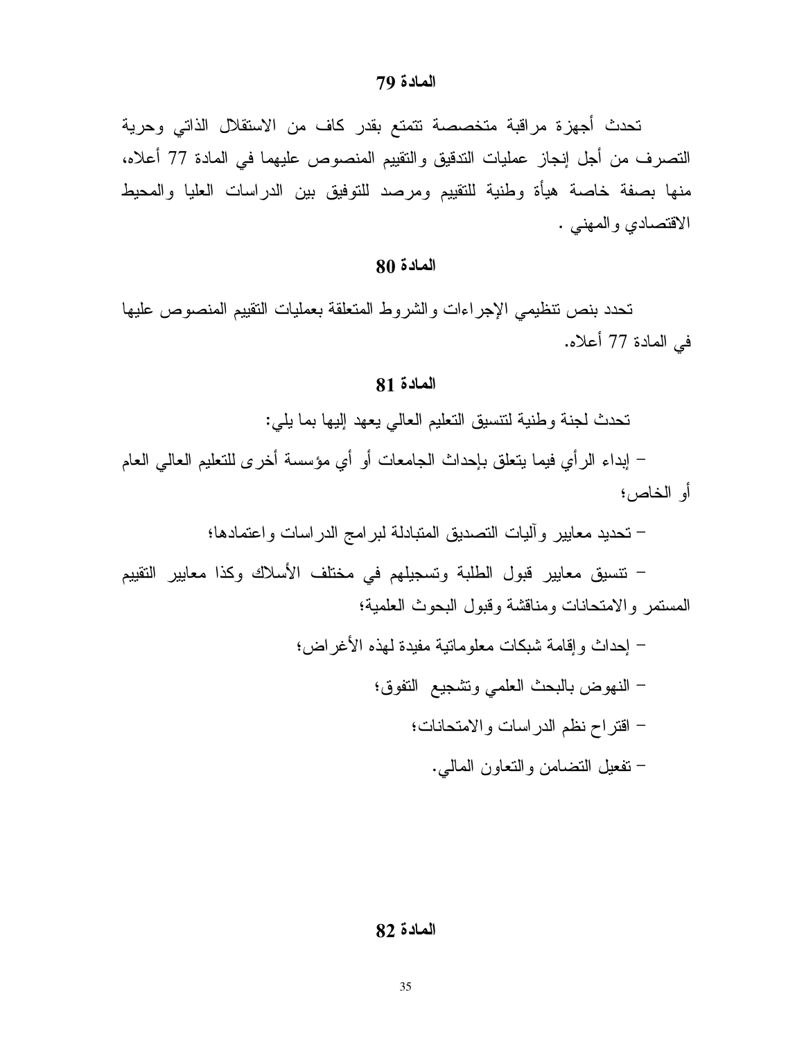**المادة 79**

تحدث أجهزة مراقبة متخصصة تتمتع بقدر كاف من الاستقلال الذاتي وحرية التصرف من أجل إنجاز عمليات التدقيق والتقييم المنصوص عليهما في المادة 77 أعلاه، منها بصفة خاصة هيأة وطنية للتقييم ومرصد للتوفيق بين الدراسات العليا والمحيط الاقتصادي والمهني .

**المادة 80**

تحدد بنص تنظيمي الإجراءات والشروط المتعلقة بعمليات التقييم المنصوص عليها في المادة 77 أعلاه.

**المادة 81**

تحدث لجنة وطنية لتنسيق التعليم العالي يعهد إليها بما يلي:

– إبداء الرأي فيما يتعلق بإحداث الجامعات أو أي مؤسسة أخرى للتعليم العالي العام أو الخاص؛

– تحديد معايير وآليات التصديق المتبادلة لبرامج الدراسات واعتمادها؛

– تنسيق معايير قبول الطلبة وتسجيلهم في مختلف الأسلاك وكذا معايير التقييم المستمر والامتحانات ومناقشة وقبول البحوث العلمية؛

– إحداث وإقامة شبكات معلوماتية مفيدة لهذه الأغراض؛

– النهوض بالبحث العلمي وتشجيع التفوق؛

– اقتراح نظم الدراسات والامتحانات؛

– تفعيل التضامن والتعاون المالي.

**المادة 82**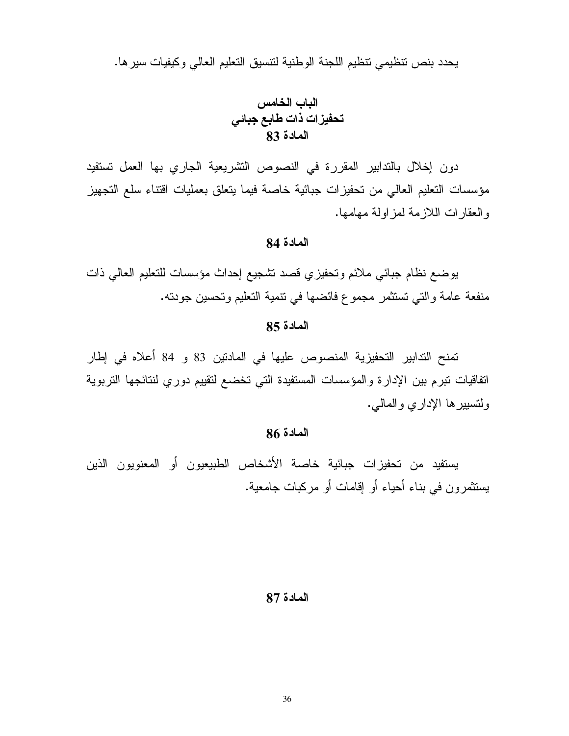يحدد بنص تنظيمي تنظيم اللجنة الوطنية لتنسيق التعليم العالي وكيفيات سيرها.

## الباب الخامس
## تحفيزات ذات طابع جبائي

### المادة 83

دون إخلال بالتدابير المقررة في النصوص التشريعية الجاري بها العمل تستفيد مؤسسات التعليم العالي من تحفيزات جبائية خاصة فيما يتعلق بعمليات اقتناء سلع التجهيز والعقارات اللازمة لمزاولة مهامها.

### المادة 84

يوضع نظام جبائي ملائم وتحفيزي قصد تشجيع إحداث مؤسسات للتعليم العالي ذات منفعة عامة والتي تستثمر مجموع فائضها في تنمية التعليم وتحسين جودته.

### المادة 85

تمنح التدابير التحفيزية المنصوص عليها في المادتين 83 و 84 أعلاه في إطار اتفاقيات تبرم بين الإدارة والمؤسسات المستفيدة التي تخضع لتقييم دوري لنتائجها التربوية ولتسييرها الإداري والمالي.

### المادة 86

يستفيد من تحفيزات جبائية خاصة الأشخاص الطبيعيون أو المعنويون الذين يستثمرون في بناء أحياء أو إقامات أو مركبات جامعية.

### المادة 87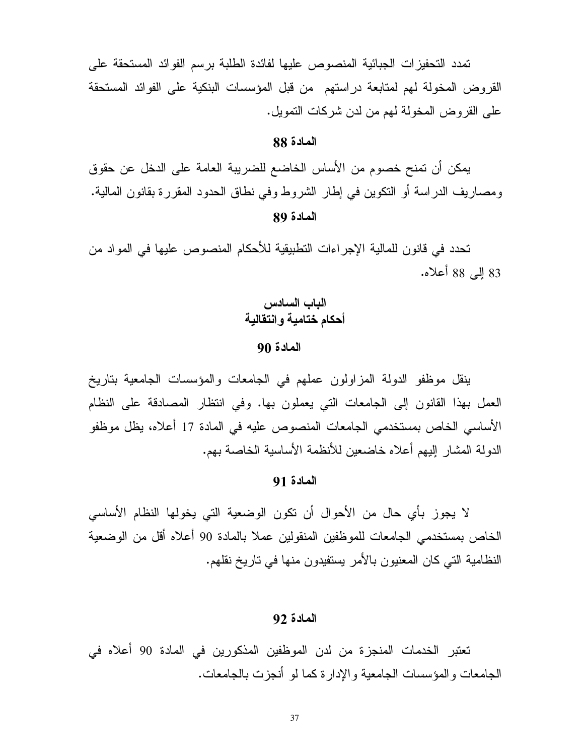تمدد التحفيزات الجبائية المنصوص عليها لفائدة الطلبة برسم الفوائد المستحقة على القروض المخولة لهم لمتابعة دراستهم من قبل المؤسسات البنكية على الفوائد المستحقة على القروض المخولة لهم من لدن شركات التمويل.

### المادة 88

يمكن أن تمنح خصوم من الأساس الخاضع للضريبة العامة على الدخل عن حقوق ومصاريف الدراسة أو التكوين في إطار الشروط وفي نطاق الحدود المقررة بقانون المالية.

### المادة 89

تحدد في قانون للمالية الإجراءات التطبيقية للأحكام المنصوص عليها في المواد من 83 إلى 88 أعلاه.

## الباب السادس
## أحكام ختامية وانتقالية

### المادة 90

ينقل موظفو الدولة المزاولون عملهم في الجامعات والمؤسسات الجامعية بتاريخ العمل بهذا القانون إلى الجامعات التي يعملون بها. وفي انتظار المصادقة على النظام الأساسي الخاص بمستخدمي الجامعات المنصوص عليه في المادة 17 أعلاه، يظل موظفو الدولة المشار إليهم أعلاه خاضعين للأنظمة الأساسية الخاصة بهم.

### المادة 91

لا يجوز بأي حال من الأحوال أن تكون الوضعية التي يخولها النظام الأساسي الخاص بمستخدمي الجامعات للموظفين المنقولين عملا بالمادة 90 أعلاه أقل من الوضعية النظامية التي كان المعنيون بالأمر يستفيدون منها في تاريخ نقلهم.

### المادة 92

تعتبر الخدمات المنجزة من لدن الموظفين المذكورين في المادة 90 أعلاه في الجامعات والمؤسسات الجامعية والإدارة كما لو أنجزت بالجامعات.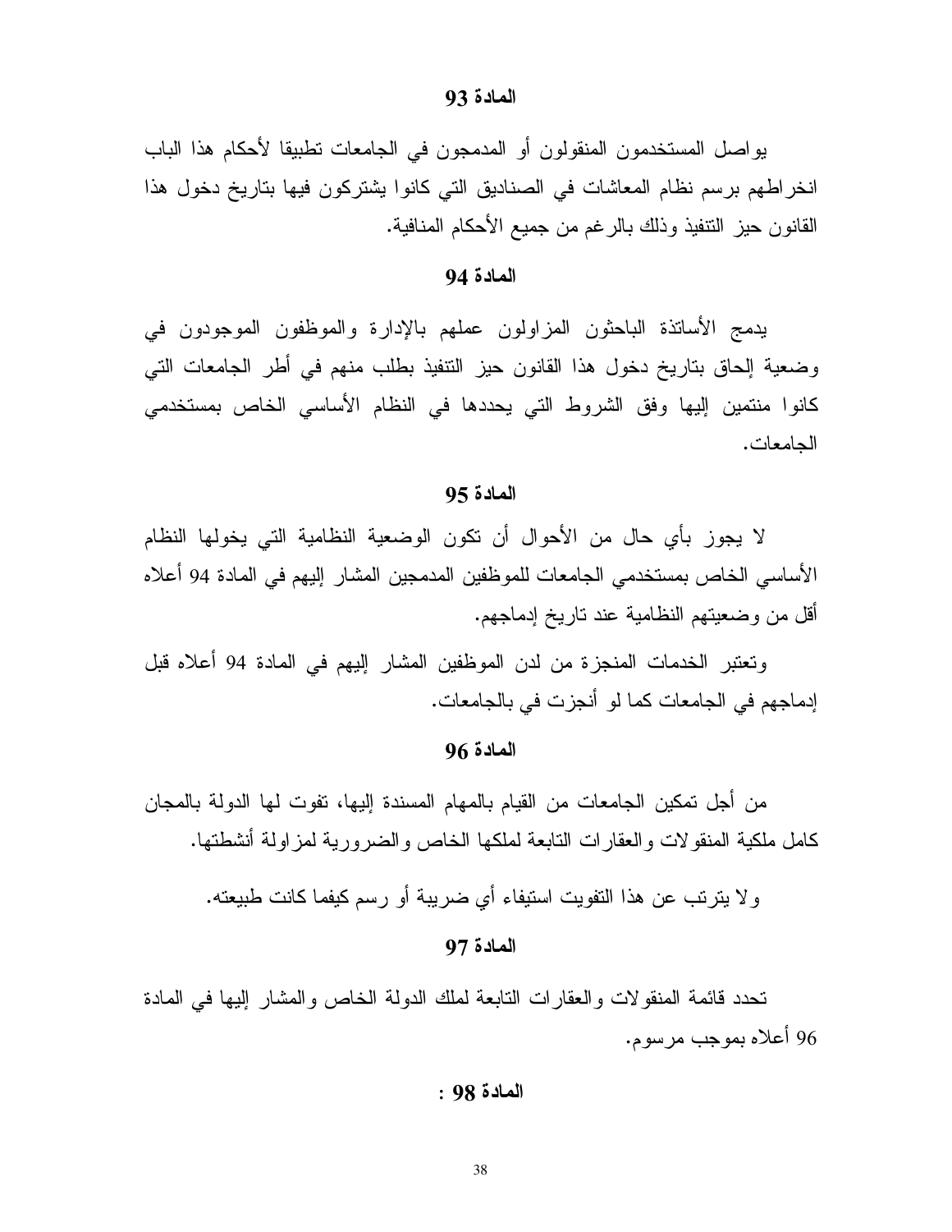### المادة 93

يواصل المستخدمون المنقولون أو المدمجون في الجامعات تطبيقا لأحكام هذا الباب انخراطهم برسم نظام المعاشات في الصناديق التي كانوا يشتركون فيها بتاريخ دخول هذا القانون حيز التنفيذ وذلك بالرغم من جميع الأحكام المنافية.

### المادة 94

يدمج الأساتذة الباحثون المزاولون عملهم بالإدارة والموظفون الموجودون في وضعية إلحاق بتاريخ دخول هذا القانون حيز التنفيذ بطلب منهم في أطر الجامعات التي كانوا منتمين إليها وفق الشروط التي يحددها في النظام الأساسي الخاص بمستخدمي الجامعات.

### المادة 95

لا يجوز بأي حال من الأحوال أن تكون الوضعية النظامية التي يخولها النظام الأساسي الخاص بمستخدمي الجامعات للموظفين المدمجين المشار إليهم في المادة 94 أعلاه أقل من وضعيتهم النظامية عند تاريخ إدماجهم.

وتعتبر الخدمات المنجزة من لدن الموظفين المشار إليهم في المادة 94 أعلاه قبل إدماجهم في الجامعات كما لو أنجزت في بالجامعات.

### المادة 96

من أجل تمكين الجامعات من القيام بالمهام المسندة إليها، تفوت لها الدولة بالمجان كامل ملكية المنقولات والعقارات التابعة لملكها الخاص والضرورية لمزاولة أنشطتها.

ولا يترتب عن هذا التفويت استيفاء أي ضريبة أو رسم كيفما كانت طبيعته.

### المادة 97

تحدد قائمة المنقولات والعقارات التابعة لملك الدولة الخاص والمشار إليها في المادة 96 أعلاه بموجب مرسوم.

### المادة 98 :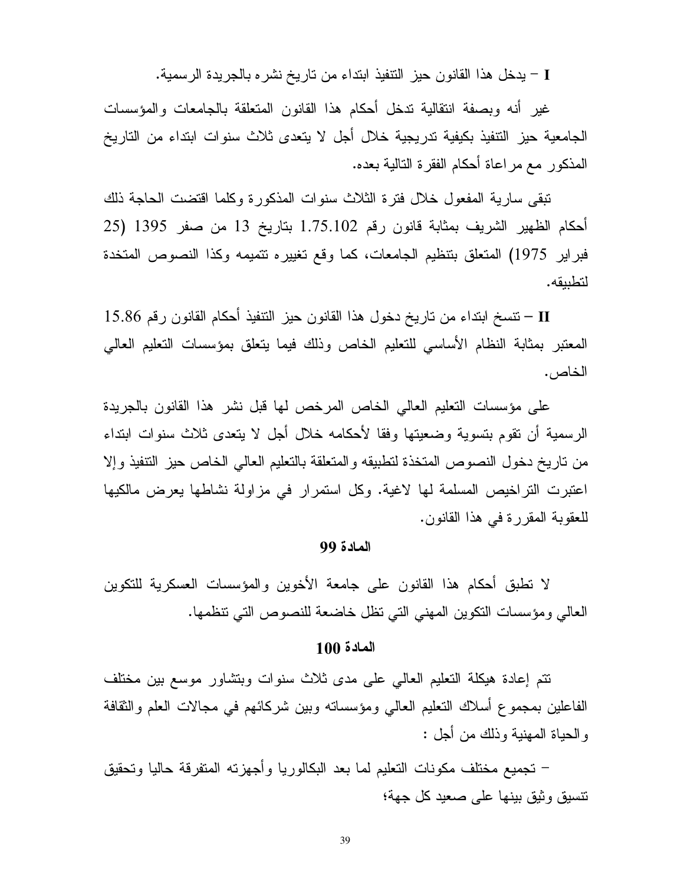**I** – يدخل هذا القانون حيز التنفيذ ابتداء من تاريخ نشره بالجريدة الرسمية.

غير أنه وبصفة انتقالية تدخل أحكام هذا القانون المتعلقة بالجامعات والمؤسسات الجامعية حيز التنفيذ بكيفية تدريجية خلال أجل لا يتعدى ثلاث سنوات ابتداء من التاريخ المذكور مع مراعاة أحكام الفقرة التالية بعده.

تبقى سارية المفعول خلال فترة الثلاث سنوات المذكورة وكلما اقتضت الحاجة ذلك أحكام الظهير الشريف بمثابة قانون رقم 1.75.102 بتاريخ 13 من صفر 1395 (25 فبراير 1975) المتعلق بتنظيم الجامعات، كما وقع تغييره تتميمه وكذا النصوص المتخذة لتطبيقه.

**II** – تنسخ ابتداء من تاريخ دخول هذا القانون حيز التنفيذ أحكام القانون رقم 15.86 المعتبر بمثابة النظام الأساسي للتعليم الخاص وذلك فيما يتعلق بمؤسسات التعليم العالي الخاص.

على مؤسسات التعليم العالي الخاص المرخص لها قبل نشر هذا القانون بالجريدة الرسمية أن تقوم بتسوية وضعيتها وفقا لأحكامه خلال أجل لا يتعدى ثلاث سنوات ابتداء من تاريخ دخول النصوص المتخذة لتطبيقه والمتعلقة بالتعليم العالي الخاص حيز التنفيذ وإلا اعتبرت التراخيص المسلمة لها لاغية. وكل استمرار في مزاولة نشاطها يعرض مالكيها للعقوبة المقررة في هذا القانون.

## المادة 99

لا تطبق أحكام هذا القانون على جامعة الأخوين والمؤسسات العسكرية للتكوين العالي ومؤسسات التكوين المهني التي تظل خاضعة للنصوص التي تنظمها.

## المادة 100

تتم إعادة هيكلة التعليم العالي على مدى ثلاث سنوات وبتشاور موسع بين مختلف الفاعلين بمجموع أسلاك التعليم العالي ومؤسساته وبين شركائهم في مجالات العلم والثقافة والحياة المهنية وذلك من أجل :

– تجميع مختلف مكونات التعليم لما بعد البكالوريا وأجهزته المتفرقة حاليا وتحقيق تنسيق وثيق بينها على صعيد كل جهة؛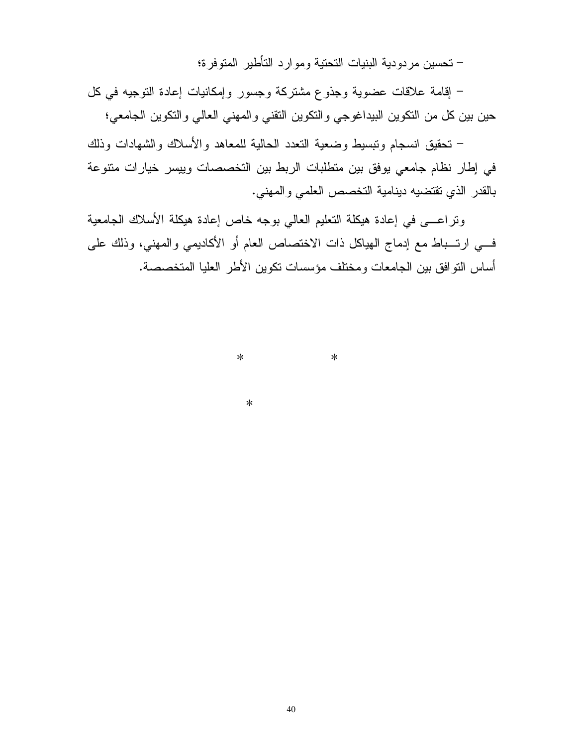– تحسين مردودية البنيات التحتية وموارد التأطير المتوفرة؛

– إقامة علاقات عضوية وجذوع مشتركة وجسور وإمكانيات إعادة التوجيه في كل حين بين كل من التكوين البيداغوجي والتكوين التقني والمهني العالي والتكوين الجامعي؛

– تحقيق انسجام وتبسيط وضعية التعدد الحالية للمعاهد والأسلاك والشهادات وذلك في إطار نظام جامعي يوفق بين متطلبات الربط بين التخصصات وييسر خيارات متنوعة بالقدر الذي تقتضيه دينامية التخصص العلمي والمهني.

وتراعـــى في إعادة هيكلة التعليم العالي بوجه خاص إعادة هيكلة الأسلاك الجامعية فـــي ارتـــباط مع إدماج الهياكل ذات الاختصاص العام أو الأكاديمي والمهني، وذلك على أساس التوافق بين الجامعات ومختلف مؤسسات تكوين الأطر العليا المتخصصة.

\* \*

\*